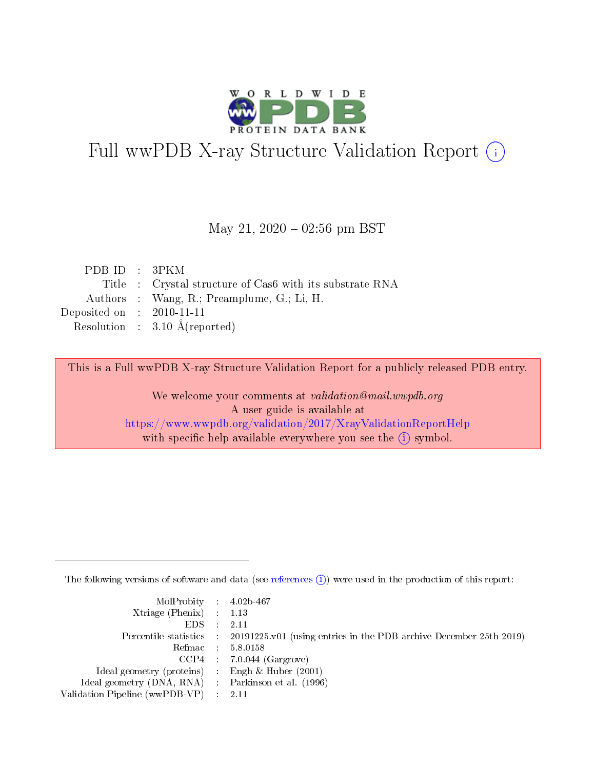# Full wwPDB X-ray Structure Validation Report (i)

May 21, 2020 – 02:56 pm BST

| | | |
|---|---|---|
| PDB ID | : | 3PKM |
| Title | : | Crystal structure of Cas6 with its substrate RNA |
| Authors | : | Wang, R.; Preamplume, G.; Li, H. |
| Deposited on | : | 2010-11-11 |
| Resolution | : | 3.10 Å(reported) |

This is a Full wwPDB X-ray Structure Validation Report for a publicly released PDB entry.

We welcome your comments at *validation@mail.wwpdb.org*
A user guide is available at
https://www.wwpdb.org/validation/2017/XrayValidationReportHelp
with specific help available everywhere you see the (i) symbol.

---

The following versions of software and data (see references (i)) were used in the production of this report:

| | | |
|---|---|---|
| MolProbity | : | 4.02b-467 |
| Xtriage (Phenix) | : | 1.13 |
| EDS | : | 2.11 |
| Percentile statistics | : | 20191225.v01 (using entries in the PDB archive December 25th 2019) |
| Refmac | : | 5.8.0158 |
| CCP4 | : | 7.0.044 (Gargrove) |
| Ideal geometry (proteins) | : | Engh & Huber (2001) |
| Ideal geometry (DNA, RNA) | : | Parkinson et al. (1996) |
| Validation Pipeline (wwPDB-VP) | : | 2.11 |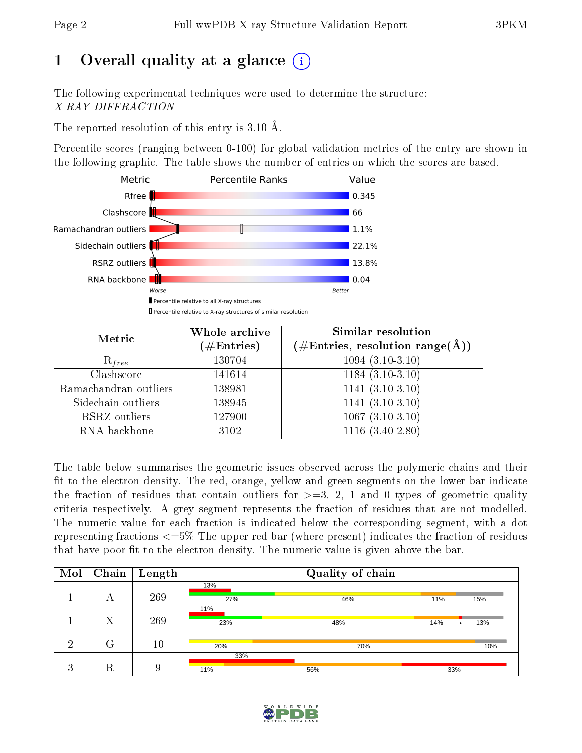# 1 Overall quality at a glance

The following experimental techniques were used to determine the structure:
*X-RAY DIFFRACTION*

The reported resolution of this entry is 3.10 Å.

Percentile scores (ranging between 0-100) for global validation metrics of the entry are shown in the following graphic. The table shows the number of entries on which the scores are based.

| Metric | Value |
|---|---|
| Rfree | 0.345 |
| Clashscore | 66 |
| Ramachandran outliers | 1.1% |
| Sidechain outliers | 22.1% |
| RSRZ outliers | 13.8% |
| RNA backbone | 0.04 |

Worse — Better

▮ Percentile relative to all X-ray structures
▯ Percentile relative to X-ray structures of similar resolution

| Metric | Whole archive (#Entries) | Similar resolution (#Entries, resolution range(Å)) |
|---|---|---|
| $R_{free}$ | 130704 | 1094 (3.10-3.10) |
| Clashscore | 141614 | 1184 (3.10-3.10) |
| Ramachandran outliers | 138981 | 1141 (3.10-3.10) |
| Sidechain outliers | 138945 | 1141 (3.10-3.10) |
| RSRZ outliers | 127900 | 1067 (3.10-3.10) |
| RNA backbone | 3102 | 1116 (3.40-2.80) |

The table below summarises the geometric issues observed across the polymeric chains and their fit to the electron density. The red, orange, yellow and green segments on the lower bar indicate the fraction of residues that contain outliers for >=3, 2, 1 and 0 types of geometric quality criteria respectively. A grey segment represents the fraction of residues that are not modelled. The numeric value for each fraction is indicated below the corresponding segment, with a dot representing fractions <=5% The upper red bar (where present) indicates the fraction of residues that have poor fit to the electron density. The numeric value is given above the bar.

| Mol | Chain | Length | Quality of chain |
|---|---|---|---|
| 1 | A | 269 | 13% (poor fit); 27%, 46%, 11%, 15% |
| 1 | X | 269 | 11% (poor fit); 23%, 48%, 14%, •, 13% |
| 2 | G | 10 | 20%, 70%, 10% |
| 3 | R | 9 | 33% (poor fit); 11%, 56%, 33% |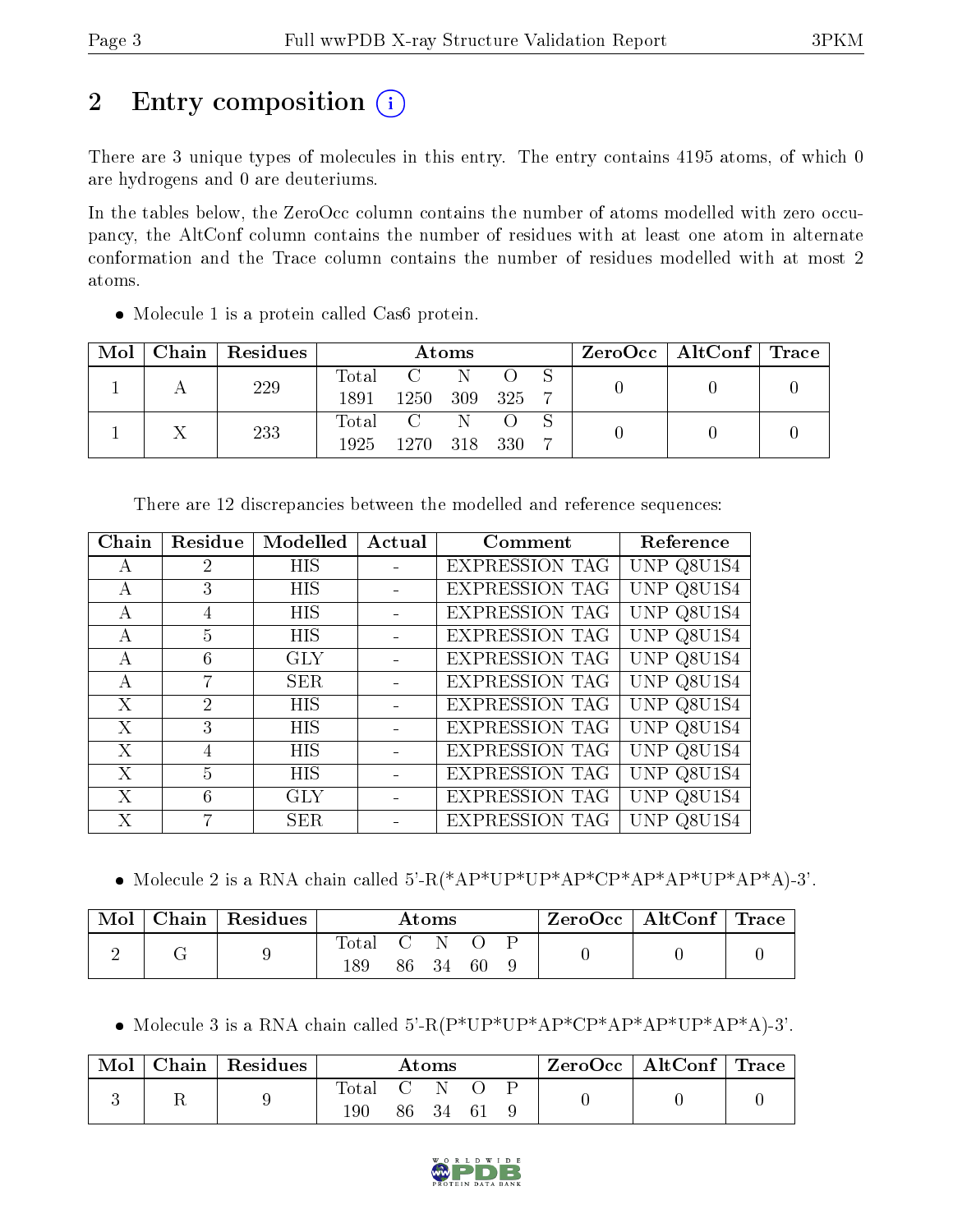# 2 Entry composition

There are 3 unique types of molecules in this entry. The entry contains 4195 atoms, of which 0 are hydrogens and 0 are deuteriums.

In the tables below, the ZeroOcc column contains the number of atoms modelled with zero occupancy, the AltConf column contains the number of residues with at least one atom in alternate conformation and the Trace column contains the number of residues modelled with at most 2 atoms.

- Molecule 1 is a protein called Cas6 protein.

| Mol | Chain | Residues | Atoms | | | | | ZeroOcc | AltConf | Trace |
|---|---|---|---|---|---|---|---|---|---|---|
| | | | Total | C | N | O | S | | | |
| 1 | A | 229 | 1891 | 1250 | 309 | 325 | 7 | 0 | 0 | 0 |
| 1 | X | 233 | 1925 | 1270 | 318 | 330 | 7 | 0 | 0 | 0 |

There are 12 discrepancies between the modelled and reference sequences:

| Chain | Residue | Modelled | Actual | Comment | Reference |
|---|---|---|---|---|---|
| A | 2 | HIS | - | EXPRESSION TAG | UNP Q8U1S4 |
| A | 3 | HIS | - | EXPRESSION TAG | UNP Q8U1S4 |
| A | 4 | HIS | - | EXPRESSION TAG | UNP Q8U1S4 |
| A | 5 | HIS | - | EXPRESSION TAG | UNP Q8U1S4 |
| A | 6 | GLY | - | EXPRESSION TAG | UNP Q8U1S4 |
| A | 7 | SER | - | EXPRESSION TAG | UNP Q8U1S4 |
| X | 2 | HIS | - | EXPRESSION TAG | UNP Q8U1S4 |
| X | 3 | HIS | - | EXPRESSION TAG | UNP Q8U1S4 |
| X | 4 | HIS | - | EXPRESSION TAG | UNP Q8U1S4 |
| X | 5 | HIS | - | EXPRESSION TAG | UNP Q8U1S4 |
| X | 6 | GLY | - | EXPRESSION TAG | UNP Q8U1S4 |
| X | 7 | SER | - | EXPRESSION TAG | UNP Q8U1S4 |

- Molecule 2 is a RNA chain called 5'-R(*AP*UP*UP*AP*CP*AP*AP*UP*AP*A)-3'.

| Mol | Chain | Residues | Atoms | | | | | ZeroOcc | AltConf | Trace |
|---|---|---|---|---|---|---|---|---|---|---|
| | | | Total | C | N | O | P | | | |
| 2 | G | 9 | 189 | 86 | 34 | 60 | 9 | 0 | 0 | 0 |

- Molecule 3 is a RNA chain called 5'-R(P*UP*UP*AP*CP*AP*AP*UP*AP*A)-3'.

| Mol | Chain | Residues | Atoms | | | | | ZeroOcc | AltConf | Trace |
|---|---|---|---|---|---|---|---|---|---|---|
| | | | Total | C | N | O | P | | | |
| 3 | R | 9 | 190 | 86 | 34 | 61 | 9 | 0 | 0 | 0 |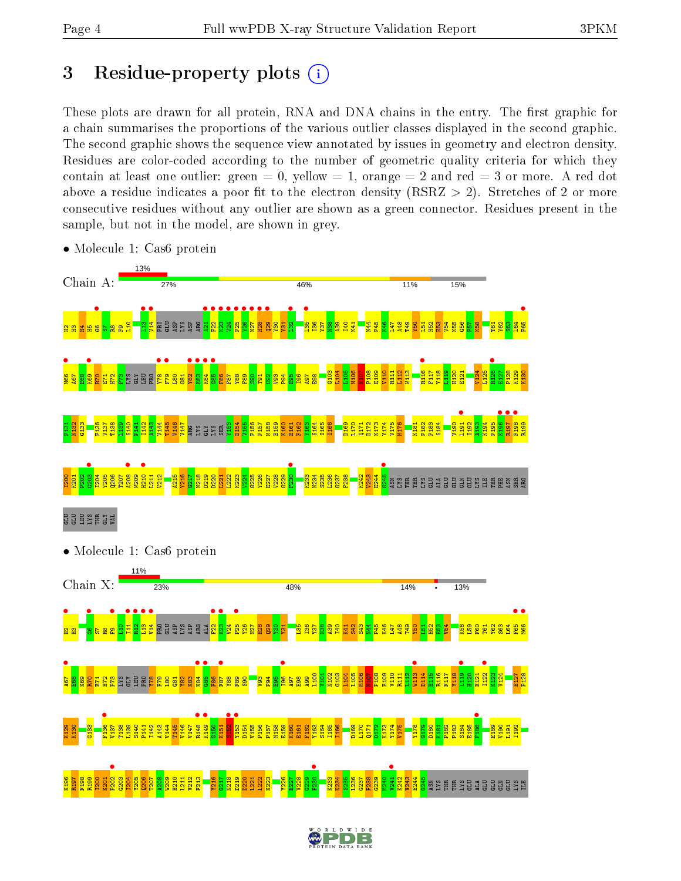## 3 Residue-property plots

These plots are drawn for all protein, RNA and DNA chains in the entry. The first graphic for a chain summarises the proportions of the various outlier classes displayed in the second graphic. The second graphic shows the sequence view annotated by issues in geometry and electron density. Residues are color-coded according to the number of geometric quality criteria for which they contain at least one outlier: green = 0, yellow = 1, orange = 2 and red = 3 or more. A red dot above a residue indicates a poor fit to the electron density (RSRZ > 2). Stretches of 2 or more consecutive residues without any outlier are shown as a green connector. Residues present in the sample, but not in the model, are shown in grey.

- Molecule 1: Cas6 protein

Chain A: 13% | 27% | 46% | 11% | 15%

- Molecule 1: Cas6 protein

Chain X: 11% | 23% | 48% | 14% | • | 13%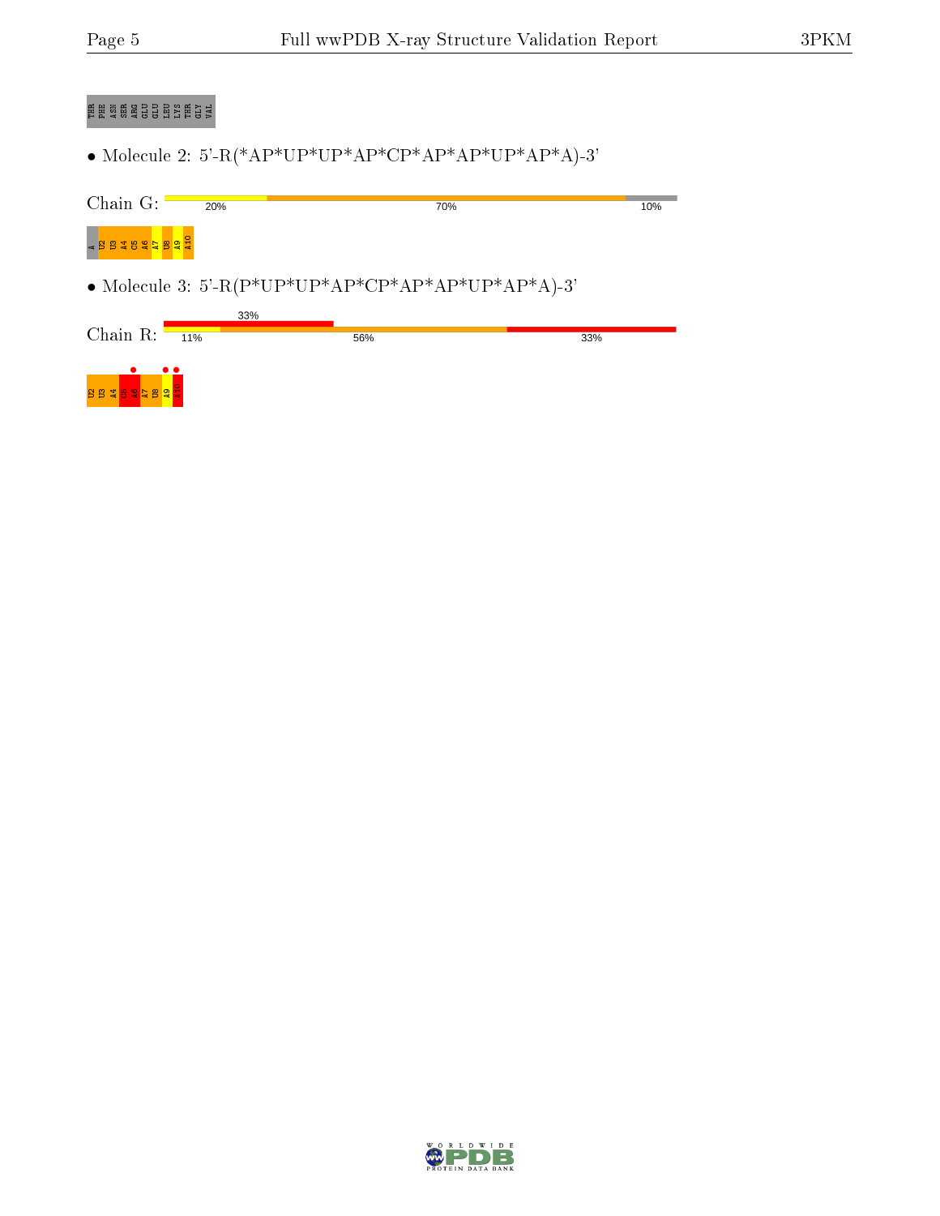THR PHE ASN SER ARG GLU GLU LEU LYS THR GLY VAL

- Molecule 2: 5'-R(*AP*UP*UP*AP*CP*AP*AP*UP*AP*A)-3'

Chain G: 20% 70% 10%

A U2 U3 A4 C5 A6 A7 U8 A9 A10

- Molecule 3: 5'-R(P*UP*UP*AP*CP*AP*AP*UP*AP*A)-3'

Chain R: 33% 11% 56% 33%

U2 U3 A4 C5 A6 A7 U8 A9 A10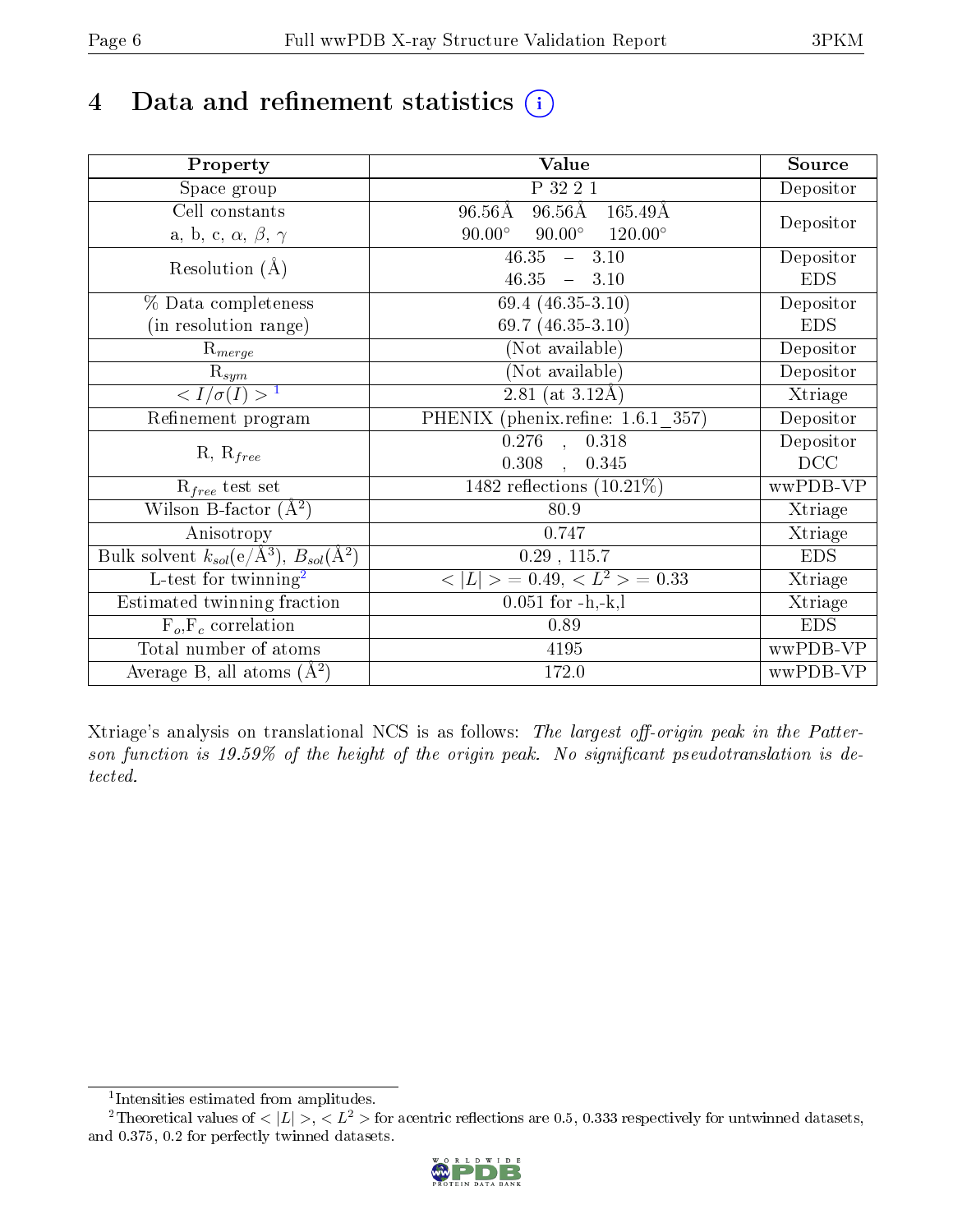# 4 Data and refinement statistics (i)

| Property | Value | Source |
|---|---|---|
| Space group | P 32 2 1 | Depositor |
| Cell constants<br>a, b, c, $\alpha$, $\beta$, $\gamma$ | 96.56Å 96.56Å 165.49Å<br>90.00° 90.00° 120.00° | Depositor |
| Resolution (Å) | 46.35 – 3.10<br>46.35 – 3.10 | Depositor<br>EDS |
| % Data completeness<br>(in resolution range) | 69.4 (46.35-3.10)<br>69.7 (46.35-3.10) | Depositor<br>EDS |
| $R_{merge}$ | (Not available) | Depositor |
| $R_{sym}$ | (Not available) | Depositor |
| $< I/\sigma(I) >$ [1] | 2.81 (at 3.12Å) | Xtriage |
| Refinement program | PHENIX (phenix.refine: 1.6.1_357) | Depositor |
| R, $R_{free}$ | 0.276 , 0.318<br>0.308 , 0.345 | Depositor<br>DCC |
| $R_{free}$ test set | 1482 reflections (10.21%) | wwPDB-VP |
| Wilson B-factor (Å$^2$) | 80.9 | Xtriage |
| Anisotropy | 0.747 | Xtriage |
| Bulk solvent $k_{sol}$(e/Å$^3$), $B_{sol}$(Å$^2$) | 0.29 , 115.7 | EDS |
| L-test for twinning[2] | $< \|L\| > = 0.49$, $< L^2 > = 0.33$ | Xtriage |
| Estimated twinning fraction | 0.051 for -h,-k,l | Xtriage |
| $F_o$,$F_c$ correlation | 0.89 | EDS |
| Total number of atoms | 4195 | wwPDB-VP |
| Average B, all atoms (Å$^2$) | 172.0 | wwPDB-VP |

Xtriage's analysis on translational NCS is as follows: *The largest off-origin peak in the Patterson function is 19.59% of the height of the origin peak. No significant pseudotranslation is detected.*

[1] Intensities estimated from amplitudes.

[2] Theoretical values of $< |L| >$, $< L^2 >$ for acentric reflections are 0.5, 0.333 respectively for untwinned datasets, and 0.375, 0.2 for perfectly twinned datasets.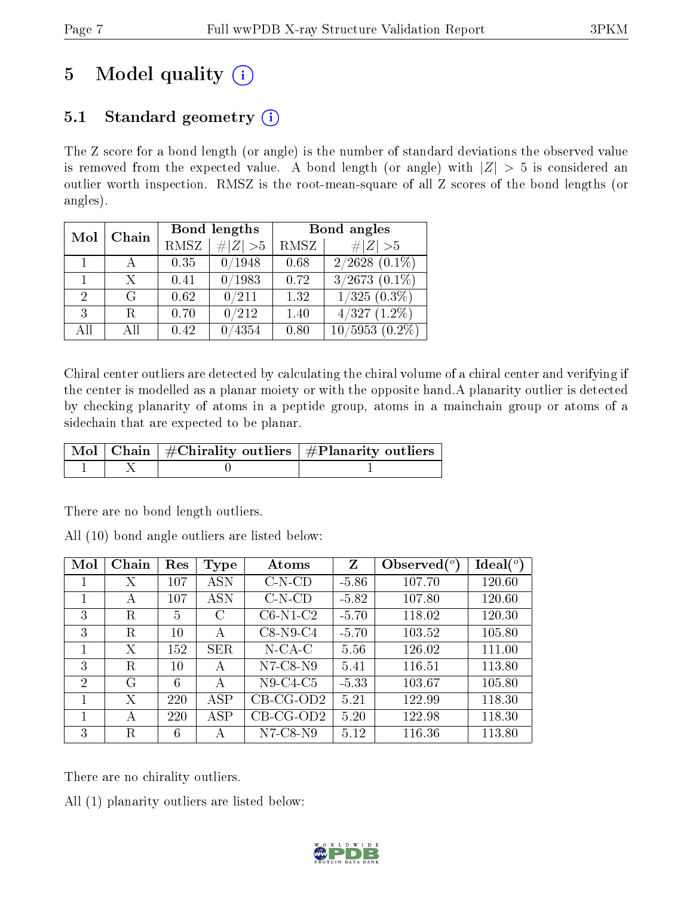# 5 Model quality

## 5.1 Standard geometry

The Z score for a bond length (or angle) is the number of standard deviations the observed value is removed from the expected value. A bond length (or angle) with $|Z| > 5$ is considered an outlier worth inspection. RMSZ is the root-mean-square of all Z scores of the bond lengths (or angles).

| Mol | Chain | Bond lengths | | Bond angles | |
|---|---|---|---|---|---|
| | | RMSZ | $\#\|Z\| > 5$ | RMSZ | $\#\|Z\| > 5$ |
| 1 | A | 0.35 | 0/1948 | 0.68 | 2/2628 (0.1%) |
| 1 | X | 0.41 | 0/1983 | 0.72 | 3/2673 (0.1%) |
| 2 | G | 0.62 | 0/211 | 1.32 | 1/325 (0.3%) |
| 3 | R | 0.70 | 0/212 | 1.40 | 4/327 (1.2%) |
| All | All | 0.42 | 0/4354 | 0.80 | 10/5953 (0.2%) |

Chiral center outliers are detected by calculating the chiral volume of a chiral center and verifying if the center is modelled as a planar moiety or with the opposite hand.A planarity outlier is detected by checking planarity of atoms in a peptide group, atoms in a mainchain group or atoms of a sidechain that are expected to be planar.

| Mol | Chain | #Chirality outliers | #Planarity outliers |
|---|---|---|---|
| 1 | X | 0 | 1 |

There are no bond length outliers.

All (10) bond angle outliers are listed below:

| Mol | Chain | Res | Type | Atoms | Z | Observed($^o$) | Ideal($^o$) |
|---|---|---|---|---|---|---|---|
| 1 | X | 107 | ASN | C-N-CD | -5.86 | 107.70 | 120.60 |
| 1 | A | 107 | ASN | C-N-CD | -5.82 | 107.80 | 120.60 |
| 3 | R | 5 | C | C6-N1-C2 | -5.70 | 118.02 | 120.30 |
| 3 | R | 10 | A | C8-N9-C4 | -5.70 | 103.52 | 105.80 |
| 1 | X | 152 | SER | N-CA-C | 5.56 | 126.02 | 111.00 |
| 3 | R | 10 | A | N7-C8-N9 | 5.41 | 116.51 | 113.80 |
| 2 | G | 6 | A | N9-C4-C5 | -5.33 | 103.67 | 105.80 |
| 1 | X | 220 | ASP | CB-CG-OD2 | 5.21 | 122.99 | 118.30 |
| 1 | A | 220 | ASP | CB-CG-OD2 | 5.20 | 122.98 | 118.30 |
| 3 | R | 6 | A | N7-C8-N9 | 5.12 | 116.36 | 113.80 |

There are no chirality outliers.

All (1) planarity outliers are listed below: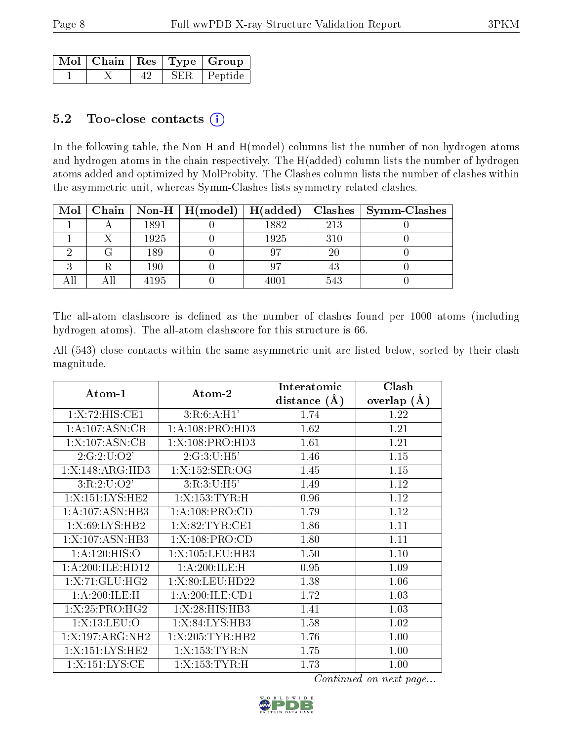| Mol | Chain | Res | Type | Group |
|---|---|---|---|---|
| 1 | X | 42 | SER | Peptide |

### 5.2 Too-close contacts (i)

In the following table, the Non-H and H(model) columns list the number of non-hydrogen atoms and hydrogen atoms in the chain respectively. The H(added) column lists the number of hydrogen atoms added and optimized by MolProbity. The Clashes column lists the number of clashes within the asymmetric unit, whereas Symm-Clashes lists symmetry related clashes.

| Mol | Chain | Non-H | H(model) | H(added) | Clashes | Symm-Clashes |
|---|---|---|---|---|---|---|
| 1 | A | 1891 | 0 | 1882 | 213 | 0 |
| 1 | X | 1925 | 0 | 1925 | 310 | 0 |
| 2 | G | 189 | 0 | 97 | 20 | 0 |
| 3 | R | 190 | 0 | 97 | 43 | 0 |
| All | All | 4195 | 0 | 4001 | 543 | 0 |

The all-atom clashscore is defined as the number of clashes found per 1000 atoms (including hydrogen atoms). The all-atom clashscore for this structure is 66.

All (543) close contacts within the same asymmetric unit are listed below, sorted by their clash magnitude.

| Atom-1 | Atom-2 | Interatomic distance (Å) | Clash overlap (Å) |
|---|---|---|---|
| 1:X:72:HIS:CE1 | 3:R:6:A:H1' | 1.74 | 1.22 |
| 1:A:107:ASN:CB | 1:A:108:PRO:HD3 | 1.62 | 1.21 |
| 1:X:107:ASN:CB | 1:X:108:PRO:HD3 | 1.61 | 1.21 |
| 2:G:2:U:O2' | 2:G:3:U:H5' | 1.46 | 1.15 |
| 1:X:148:ARG:HD3 | 1:X:152:SER:OG | 1.45 | 1.15 |
| 3:R:2:U:O2' | 3:R:3:U:H5' | 1.49 | 1.12 |
| 1:X:151:LYS:HE2 | 1:X:153:TYR:H | 0.96 | 1.12 |
| 1:A:107:ASN:HB3 | 1:A:108:PRO:CD | 1.79 | 1.12 |
| 1:X:69:LYS:HB2 | 1:X:82:TYR:CE1 | 1.86 | 1.11 |
| 1:X:107:ASN:HB3 | 1:X:108:PRO:CD | 1.80 | 1.11 |
| 1:A:120:HIS:O | 1:X:105:LEU:HB3 | 1.50 | 1.10 |
| 1:A:200:ILE:HD12 | 1:A:200:ILE:H | 0.95 | 1.09 |
| 1:X:71:GLU:HG2 | 1:X:80:LEU:HD22 | 1.38 | 1.06 |
| 1:A:200:ILE:H | 1:A:200:ILE:CD1 | 1.72 | 1.03 |
| 1:X:25:PRO:HG2 | 1:X:28:HIS:HB3 | 1.41 | 1.03 |
| 1:X:13:LEU:O | 1:X:84:LYS:HB3 | 1.58 | 1.02 |
| 1:X:197:ARG:NH2 | 1:X:205:TYR:HB2 | 1.76 | 1.00 |
| 1:X:151:LYS:HE2 | 1:X:153:TYR:N | 1.75 | 1.00 |
| 1:X:151:LYS:CE | 1:X:153:TYR:H | 1.73 | 1.00 |

*Continued on next page...*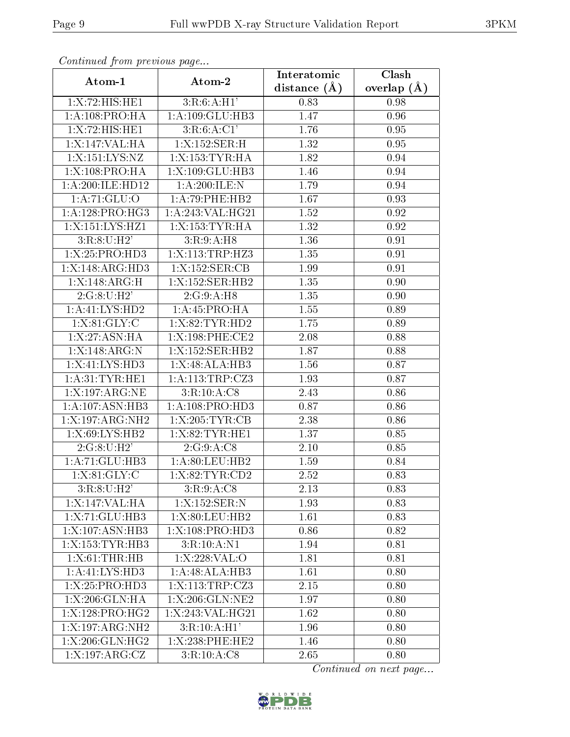*Continued from previous page...*

| Atom-1 | Atom-2 | Interatomic distance (Å) | Clash overlap (Å) |
|---|---|---|---|
| 1:X:72:HIS:HE1 | 3:R:6:A:H1' | 0.83 | 0.98 |
| 1:A:108:PRO:HA | 1:A:109:GLU:HB3 | 1.47 | 0.96 |
| 1:X:72:HIS:HE1 | 3:R:6:A:C1' | 1.76 | 0.95 |
| 1:X:147:VAL:HA | 1:X:152:SER:H | 1.32 | 0.95 |
| 1:X:151:LYS:NZ | 1:X:153:TYR:HA | 1.82 | 0.94 |
| 1:X:108:PRO:HA | 1:X:109:GLU:HB3 | 1.46 | 0.94 |
| 1:A:200:ILE:HD12 | 1:A:200:ILE:N | 1.79 | 0.94 |
| 1:A:71:GLU:O | 1:A:79:PHE:HB2 | 1.67 | 0.93 |
| 1:A:128:PRO:HG3 | 1:A:243:VAL:HG21 | 1.52 | 0.92 |
| 1:X:151:LYS:HZ1 | 1:X:153:TYR:HA | 1.32 | 0.92 |
| 3:R:8:U:H2' | 3:R:9:A:H8 | 1.36 | 0.91 |
| 1:X:25:PRO:HD3 | 1:X:113:TRP:HZ3 | 1.35 | 0.91 |
| 1:X:148:ARG:HD3 | 1:X:152:SER:CB | 1.99 | 0.91 |
| 1:X:148:ARG:H | 1:X:152:SER:HB2 | 1.35 | 0.90 |
| 2:G:8:U:H2' | 2:G:9:A:H8 | 1.35 | 0.90 |
| 1:A:41:LYS:HD2 | 1:A:45:PRO:HA | 1.55 | 0.89 |
| 1:X:81:GLY:C | 1:X:82:TYR:HD2 | 1.75 | 0.89 |
| 1:X:27:ASN:HA | 1:X:198:PHE:CE2 | 2.08 | 0.88 |
| 1:X:148:ARG:N | 1:X:152:SER:HB2 | 1.87 | 0.88 |
| 1:X:41:LYS:HD3 | 1:X:48:ALA:HB3 | 1.56 | 0.87 |
| 1:A:31:TYR:HE1 | 1:A:113:TRP:CZ3 | 1.93 | 0.87 |
| 1:X:197:ARG:NE | 3:R:10:A:C8 | 2.43 | 0.86 |
| 1:A:107:ASN:HB3 | 1:A:108:PRO:HD3 | 0.87 | 0.86 |
| 1:X:197:ARG:NH2 | 1:X:205:TYR:CB | 2.38 | 0.86 |
| 1:X:69:LYS:HB2 | 1:X:82:TYR:HE1 | 1.37 | 0.85 |
| 2:G:8:U:H2' | 2:G:9:A:C8 | 2.10 | 0.85 |
| 1:A:71:GLU:HB3 | 1:A:80:LEU:HB2 | 1.59 | 0.84 |
| 1:X:81:GLY:C | 1:X:82:TYR:CD2 | 2.52 | 0.83 |
| 3:R:8:U:H2' | 3:R:9:A:C8 | 2.13 | 0.83 |
| 1:X:147:VAL:HA | 1:X:152:SER:N | 1.93 | 0.83 |
| 1:X:71:GLU:HB3 | 1:X:80:LEU:HB2 | 1.61 | 0.83 |
| 1:X:107:ASN:HB3 | 1:X:108:PRO:HD3 | 0.86 | 0.82 |
| 1:X:153:TYR:HB3 | 3:R:10:A:N1 | 1.94 | 0.81 |
| 1:X:61:THR:HB | 1:X:228:VAL:O | 1.81 | 0.81 |
| 1:A:41:LYS:HD3 | 1:A:48:ALA:HB3 | 1.61 | 0.80 |
| 1:X:25:PRO:HD3 | 1:X:113:TRP:CZ3 | 2.15 | 0.80 |
| 1:X:206:GLN:HA | 1:X:206:GLN:NE2 | 1.97 | 0.80 |
| 1:X:128:PRO:HG2 | 1:X:243:VAL:HG21 | 1.62 | 0.80 |
| 1:X:197:ARG:NH2 | 3:R:10:A:H1' | 1.96 | 0.80 |
| 1:X:206:GLN:HG2 | 1:X:238:PHE:HE2 | 1.46 | 0.80 |
| 1:X:197:ARG:CZ | 3:R:10:A:C8 | 2.65 | 0.80 |

*Continued on next page...*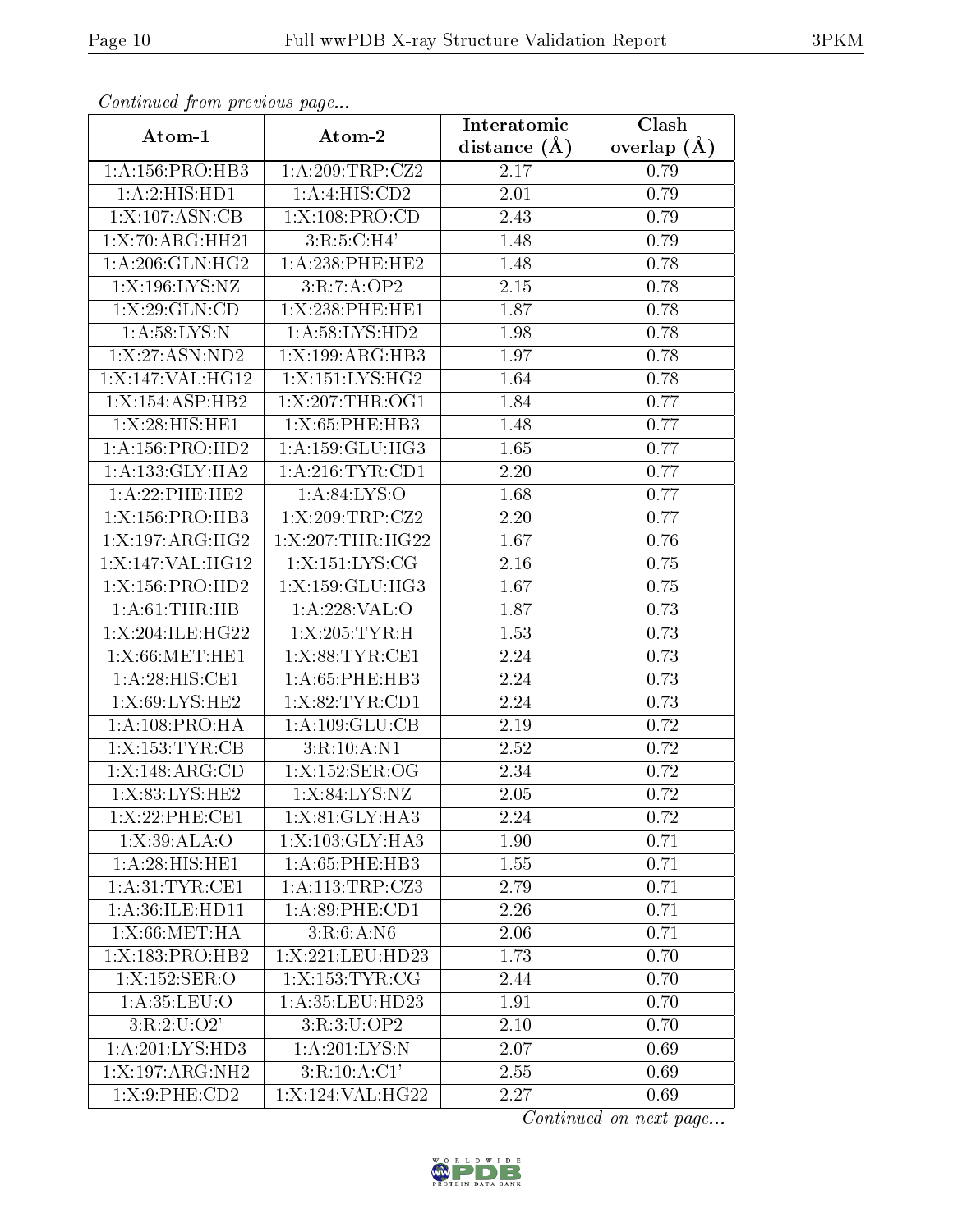*Continued from previous page...*

| Atom-1 | Atom-2 | Interatomic distance (Å) | Clash overlap (Å) |
| --- | --- | --- | --- |
| 1:A:156:PRO:HB3 | 1:A:209:TRP:CZ2 | 2.17 | 0.79 |
| 1:A:2:HIS:HD1 | 1:A:4:HIS:CD2 | 2.01 | 0.79 |
| 1:X:107:ASN:CB | 1:X:108:PRO:CD | 2.43 | 0.79 |
| 1:X:70:ARG:HH21 | 3:R:5:C:H4' | 1.48 | 0.79 |
| 1:A:206:GLN:HG2 | 1:A:238:PHE:HE2 | 1.48 | 0.78 |
| 1:X:196:LYS:NZ | 3:R:7:A:OP2 | 2.15 | 0.78 |
| 1:X:29:GLN:CD | 1:X:238:PHE:HE1 | 1.87 | 0.78 |
| 1:A:58:LYS:N | 1:A:58:LYS:HD2 | 1.98 | 0.78 |
| 1:X:27:ASN:ND2 | 1:X:199:ARG:HB3 | 1.97 | 0.78 |
| 1:X:147:VAL:HG12 | 1:X:151:LYS:HG2 | 1.64 | 0.78 |
| 1:X:154:ASP:HB2 | 1:X:207:THR:OG1 | 1.84 | 0.77 |
| 1:X:28:HIS:HE1 | 1:X:65:PHE:HB3 | 1.48 | 0.77 |
| 1:A:156:PRO:HD2 | 1:A:159:GLU:HG3 | 1.65 | 0.77 |
| 1:A:133:GLY:HA2 | 1:A:216:TYR:CD1 | 2.20 | 0.77 |
| 1:A:22:PHE:HE2 | 1:A:84:LYS:O | 1.68 | 0.77 |
| 1:X:156:PRO:HB3 | 1:X:209:TRP:CZ2 | 2.20 | 0.77 |
| 1:X:197:ARG:HG2 | 1:X:207:THR:HG22 | 1.67 | 0.76 |
| 1:X:147:VAL:HG12 | 1:X:151:LYS:CG | 2.16 | 0.75 |
| 1:X:156:PRO:HD2 | 1:X:159:GLU:HG3 | 1.67 | 0.75 |
| 1:A:61:THR:HB | 1:A:228:VAL:O | 1.87 | 0.73 |
| 1:X:204:ILE:HG22 | 1:X:205:TYR:H | 1.53 | 0.73 |
| 1:X:66:MET:HE1 | 1:X:88:TYR:CE1 | 2.24 | 0.73 |
| 1:A:28:HIS:CE1 | 1:A:65:PHE:HB3 | 2.24 | 0.73 |
| 1:X:69:LYS:HE2 | 1:X:82:TYR:CD1 | 2.24 | 0.73 |
| 1:A:108:PRO:HA | 1:A:109:GLU:CB | 2.19 | 0.72 |
| 1:X:153:TYR:CB | 3:R:10:A:N1 | 2.52 | 0.72 |
| 1:X:148:ARG:CD | 1:X:152:SER:OG | 2.34 | 0.72 |
| 1:X:83:LYS:HE2 | 1:X:84:LYS:NZ | 2.05 | 0.72 |
| 1:X:22:PHE:CE1 | 1:X:81:GLY:HA3 | 2.24 | 0.72 |
| 1:X:39:ALA:O | 1:X:103:GLY:HA3 | 1.90 | 0.71 |
| 1:A:28:HIS:HE1 | 1:A:65:PHE:HB3 | 1.55 | 0.71 |
| 1:A:31:TYR:CE1 | 1:A:113:TRP:CZ3 | 2.79 | 0.71 |
| 1:A:36:ILE:HD11 | 1:A:89:PHE:CD1 | 2.26 | 0.71 |
| 1:X:66:MET:HA | 3:R:6:A:N6 | 2.06 | 0.71 |
| 1:X:183:PRO:HB2 | 1:X:221:LEU:HD23 | 1.73 | 0.70 |
| 1:X:152:SER:O | 1:X:153:TYR:CG | 2.44 | 0.70 |
| 1:A:35:LEU:O | 1:A:35:LEU:HD23 | 1.91 | 0.70 |
| 3:R:2:U:O2' | 3:R:3:U:OP2 | 2.10 | 0.70 |
| 1:A:201:LYS:HD3 | 1:A:201:LYS:N | 2.07 | 0.69 |
| 1:X:197:ARG:NH2 | 3:R:10:A:C1' | 2.55 | 0.69 |
| 1:X:9:PHE:CD2 | 1:X:124:VAL:HG22 | 2.27 | 0.69 |

*Continued on next page...*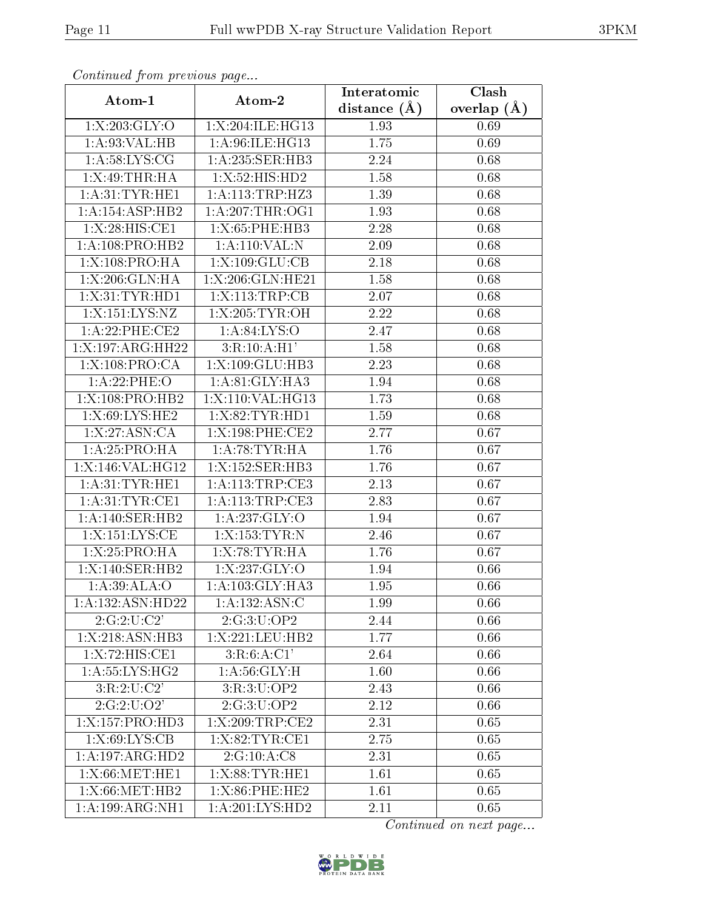*Continued from previous page...*

| Atom-1 | Atom-2 | Interatomic distance (Å) | Clash overlap (Å) |
|---|---|---|---|
| 1:X:203:GLY:O | 1:X:204:ILE:HG13 | 1.93 | 0.69 |
| 1:A:93:VAL:HB | 1:A:96:ILE:HG13 | 1.75 | 0.69 |
| 1:A:58:LYS:CG | 1:A:235:SER:HB3 | 2.24 | 0.68 |
| 1:X:49:THR:HA | 1:X:52:HIS:HD2 | 1.58 | 0.68 |
| 1:A:31:TYR:HE1 | 1:A:113:TRP:HZ3 | 1.39 | 0.68 |
| 1:A:154:ASP:HB2 | 1:A:207:THR:OG1 | 1.93 | 0.68 |
| 1:X:28:HIS:CE1 | 1:X:65:PHE:HB3 | 2.28 | 0.68 |
| 1:A:108:PRO:HB2 | 1:A:110:VAL:N | 2.09 | 0.68 |
| 1:X:108:PRO:HA | 1:X:109:GLU:CB | 2.18 | 0.68 |
| 1:X:206:GLN:HA | 1:X:206:GLN:HE21 | 1.58 | 0.68 |
| 1:X:31:TYR:HD1 | 1:X:113:TRP:CB | 2.07 | 0.68 |
| 1:X:151:LYS:NZ | 1:X:205:TYR:OH | 2.22 | 0.68 |
| 1:A:22:PHE:CE2 | 1:A:84:LYS:O | 2.47 | 0.68 |
| 1:X:197:ARG:HH22 | 3:R:10:A:H1' | 1.58 | 0.68 |
| 1:X:108:PRO:CA | 1:X:109:GLU:HB3 | 2.23 | 0.68 |
| 1:A:22:PHE:O | 1:A:81:GLY:HA3 | 1.94 | 0.68 |
| 1:X:108:PRO:HB2 | 1:X:110:VAL:HG13 | 1.73 | 0.68 |
| 1:X:69:LYS:HE2 | 1:X:82:TYR:HD1 | 1.59 | 0.68 |
| 1:X:27:ASN:CA | 1:X:198:PHE:CE2 | 2.77 | 0.67 |
| 1:A:25:PRO:HA | 1:A:78:TYR:HA | 1.76 | 0.67 |
| 1:X:146:VAL:HG12 | 1:X:152:SER:HB3 | 1.76 | 0.67 |
| 1:A:31:TYR:HE1 | 1:A:113:TRP:CE3 | 2.13 | 0.67 |
| 1:A:31:TYR:CE1 | 1:A:113:TRP:CE3 | 2.83 | 0.67 |
| 1:A:140:SER:HB2 | 1:A:237:GLY:O | 1.94 | 0.67 |
| 1:X:151:LYS:CE | 1:X:153:TYR:N | 2.46 | 0.67 |
| 1:X:25:PRO:HA | 1:X:78:TYR:HA | 1.76 | 0.67 |
| 1:X:140:SER:HB2 | 1:X:237:GLY:O | 1.94 | 0.66 |
| 1:A:39:ALA:O | 1:A:103:GLY:HA3 | 1.95 | 0.66 |
| 1:A:132:ASN:HD22 | 1:A:132:ASN:C | 1.99 | 0.66 |
| 2:G:2:U:C2' | 2:G:3:U:OP2 | 2.44 | 0.66 |
| 1:X:218:ASN:HB3 | 1:X:221:LEU:HB2 | 1.77 | 0.66 |
| 1:X:72:HIS:CE1 | 3:R:6:A:C1' | 2.64 | 0.66 |
| 1:A:55:LYS:HG2 | 1:A:56:GLY:H | 1.60 | 0.66 |
| 3:R:2:U:C2' | 3:R:3:U:OP2 | 2.43 | 0.66 |
| 2:G:2:U:O2' | 2:G:3:U:OP2 | 2.12 | 0.66 |
| 1:X:157:PRO:HD3 | 1:X:209:TRP:CE2 | 2.31 | 0.65 |
| 1:X:69:LYS:CB | 1:X:82:TYR:CE1 | 2.75 | 0.65 |
| 1:A:197:ARG:HD2 | 2:G:10:A:C8 | 2.31 | 0.65 |
| 1:X:66:MET:HE1 | 1:X:88:TYR:HE1 | 1.61 | 0.65 |
| 1:X:66:MET:HB2 | 1:X:86:PHE:HE2 | 1.61 | 0.65 |
| 1:A:199:ARG:NH1 | 1:A:201:LYS:HD2 | 2.11 | 0.65 |

*Continued on next page...*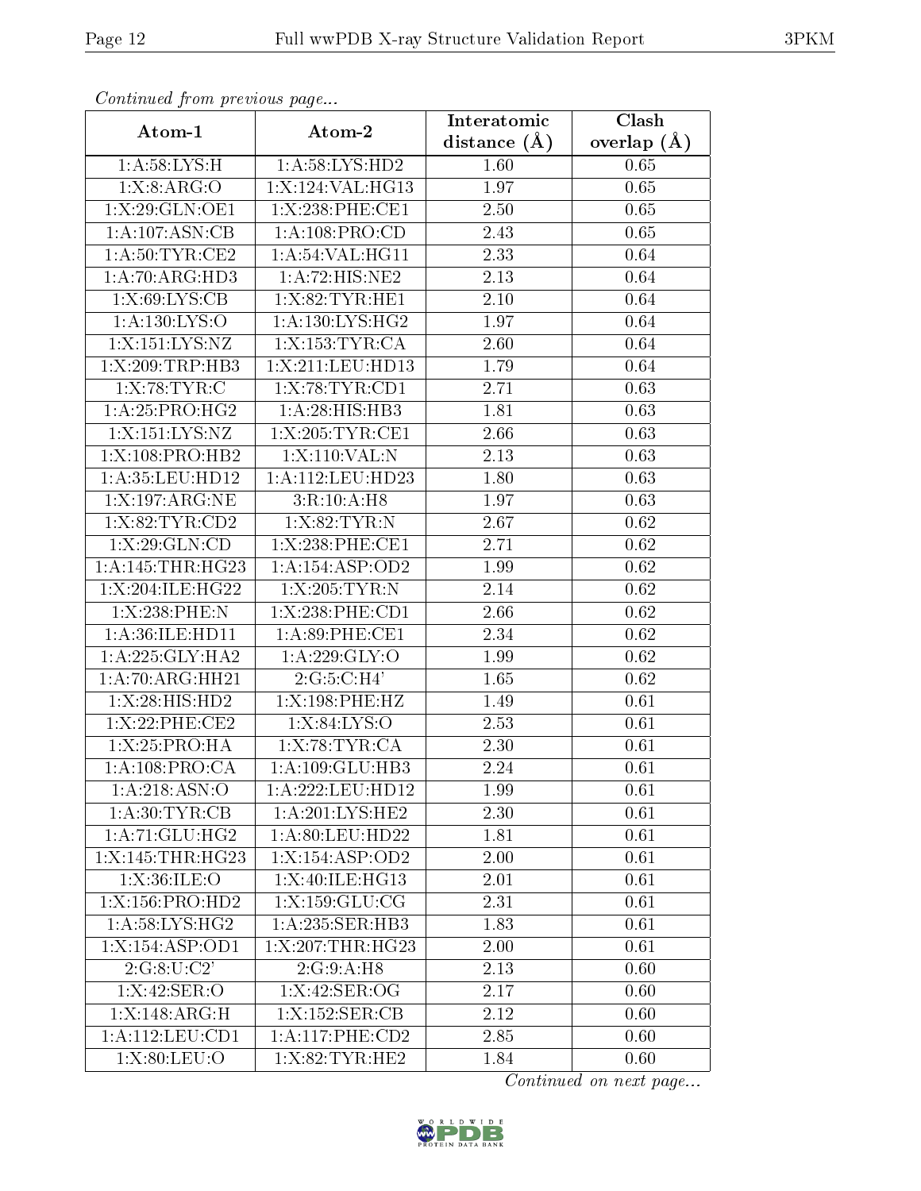*Continued from previous page...*

| Atom-1 | Atom-2 | Interatomic distance (Å) | Clash overlap (Å) |
|---|---|---|---|
| 1:A:58:LYS:H | 1:A:58:LYS:HD2 | 1.60 | 0.65 |
| 1:X:8:ARG:O | 1:X:124:VAL:HG13 | 1.97 | 0.65 |
| 1:X:29:GLN:OE1 | 1:X:238:PHE:CE1 | 2.50 | 0.65 |
| 1:A:107:ASN:CB | 1:A:108:PRO:CD | 2.43 | 0.65 |
| 1:A:50:TYR:CE2 | 1:A:54:VAL:HG11 | 2.33 | 0.64 |
| 1:A:70:ARG:HD3 | 1:A:72:HIS:NE2 | 2.13 | 0.64 |
| 1:X:69:LYS:CB | 1:X:82:TYR:HE1 | 2.10 | 0.64 |
| 1:A:130:LYS:O | 1:A:130:LYS:HG2 | 1.97 | 0.64 |
| 1:X:151:LYS:NZ | 1:X:153:TYR:CA | 2.60 | 0.64 |
| 1:X:209:TRP:HB3 | 1:X:211:LEU:HD13 | 1.79 | 0.64 |
| 1:X:78:TYR:C | 1:X:78:TYR:CD1 | 2.71 | 0.63 |
| 1:A:25:PRO:HG2 | 1:A:28:HIS:HB3 | 1.81 | 0.63 |
| 1:X:151:LYS:NZ | 1:X:205:TYR:CE1 | 2.66 | 0.63 |
| 1:X:108:PRO:HB2 | 1:X:110:VAL:N | 2.13 | 0.63 |
| 1:A:35:LEU:HD12 | 1:A:112:LEU:HD23 | 1.80 | 0.63 |
| 1:X:197:ARG:NE | 3:R:10:A:H8 | 1.97 | 0.63 |
| 1:X:82:TYR:CD2 | 1:X:82:TYR:N | 2.67 | 0.62 |
| 1:X:29:GLN:CD | 1:X:238:PHE:CE1 | 2.71 | 0.62 |
| 1:A:145:THR:HG23 | 1:A:154:ASP:OD2 | 1.99 | 0.62 |
| 1:X:204:ILE:HG22 | 1:X:205:TYR:N | 2.14 | 0.62 |
| 1:X:238:PHE:N | 1:X:238:PHE:CD1 | 2.66 | 0.62 |
| 1:A:36:ILE:HD11 | 1:A:89:PHE:CE1 | 2.34 | 0.62 |
| 1:A:225:GLY:HA2 | 1:A:229:GLY:O | 1.99 | 0.62 |
| 1:A:70:ARG:HH21 | 2:G:5:C:H4' | 1.65 | 0.62 |
| 1:X:28:HIS:HD2 | 1:X:198:PHE:HZ | 1.49 | 0.61 |
| 1:X:22:PHE:CE2 | 1:X:84:LYS:O | 2.53 | 0.61 |
| 1:X:25:PRO:HA | 1:X:78:TYR:CA | 2.30 | 0.61 |
| 1:A:108:PRO:CA | 1:A:109:GLU:HB3 | 2.24 | 0.61 |
| 1:A:218:ASN:O | 1:A:222:LEU:HD12 | 1.99 | 0.61 |
| 1:A:30:TYR:CB | 1:A:201:LYS:HE2 | 2.30 | 0.61 |
| 1:A:71:GLU:HG2 | 1:A:80:LEU:HD22 | 1.81 | 0.61 |
| 1:X:145:THR:HG23 | 1:X:154:ASP:OD2 | 2.00 | 0.61 |
| 1:X:36:ILE:O | 1:X:40:ILE:HG13 | 2.01 | 0.61 |
| 1:X:156:PRO:HD2 | 1:X:159:GLU:CG | 2.31 | 0.61 |
| 1:A:58:LYS:HG2 | 1:A:235:SER:HB3 | 1.83 | 0.61 |
| 1:X:154:ASP:OD1 | 1:X:207:THR:HG23 | 2.00 | 0.61 |
| 2:G:8:U:C2' | 2:G:9:A:H8 | 2.13 | 0.60 |
| 1:X:42:SER:O | 1:X:42:SER:OG | 2.17 | 0.60 |
| 1:X:148:ARG:H | 1:X:152:SER:CB | 2.12 | 0.60 |
| 1:A:112:LEU:CD1 | 1:A:117:PHE:CD2 | 2.85 | 0.60 |
| 1:X:80:LEU:O | 1:X:82:TYR:HE2 | 1.84 | 0.60 |

*Continued on next page...*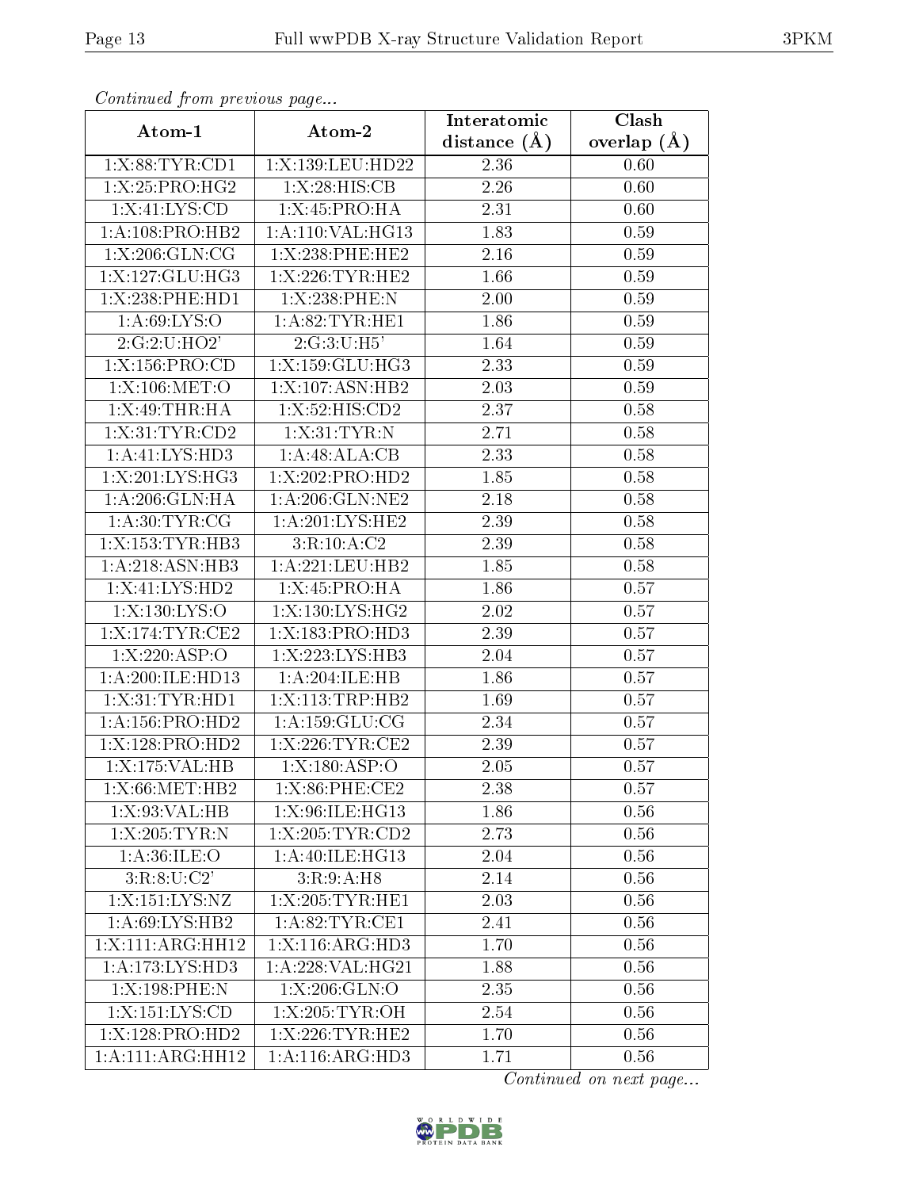*Continued from previous page...*

| Atom-1 | Atom-2 | Interatomic distance (Å) | Clash overlap (Å) |
|---|---|---|---|
| 1:X:88:TYR:CD1 | 1:X:139:LEU:HD22 | 2.36 | 0.60 |
| 1:X:25:PRO:HG2 | 1:X:28:HIS:CB | 2.26 | 0.60 |
| 1:X:41:LYS:CD | 1:X:45:PRO:HA | 2.31 | 0.60 |
| 1:A:108:PRO:HB2 | 1:A:110:VAL:HG13 | 1.83 | 0.59 |
| 1:X:206:GLN:CG | 1:X:238:PHE:HE2 | 2.16 | 0.59 |
| 1:X:127:GLU:HG3 | 1:X:226:TYR:HE2 | 1.66 | 0.59 |
| 1:X:238:PHE:HD1 | 1:X:238:PHE:N | 2.00 | 0.59 |
| 1:A:69:LYS:O | 1:A:82:TYR:HE1 | 1.86 | 0.59 |
| 2:G:2:U:HO2' | 2:G:3:U:H5' | 1.64 | 0.59 |
| 1:X:156:PRO:CD | 1:X:159:GLU:HG3 | 2.33 | 0.59 |
| 1:X:106:MET:O | 1:X:107:ASN:HB2 | 2.03 | 0.59 |
| 1:X:49:THR:HA | 1:X:52:HIS:CD2 | 2.37 | 0.58 |
| 1:X:31:TYR:CD2 | 1:X:31:TYR:N | 2.71 | 0.58 |
| 1:A:41:LYS:HD3 | 1:A:48:ALA:CB | 2.33 | 0.58 |
| 1:X:201:LYS:HG3 | 1:X:202:PRO:HD2 | 1.85 | 0.58 |
| 1:A:206:GLN:HA | 1:A:206:GLN:NE2 | 2.18 | 0.58 |
| 1:A:30:TYR:CG | 1:A:201:LYS:HE2 | 2.39 | 0.58 |
| 1:X:153:TYR:HB3 | 3:R:10:A:C2 | 2.39 | 0.58 |
| 1:A:218:ASN:HB3 | 1:A:221:LEU:HB2 | 1.85 | 0.58 |
| 1:X:41:LYS:HD2 | 1:X:45:PRO:HA | 1.86 | 0.57 |
| 1:X:130:LYS:O | 1:X:130:LYS:HG2 | 2.02 | 0.57 |
| 1:X:174:TYR:CE2 | 1:X:183:PRO:HD3 | 2.39 | 0.57 |
| 1:X:220:ASP:O | 1:X:223:LYS:HB3 | 2.04 | 0.57 |
| 1:A:200:ILE:HD13 | 1:A:204:ILE:HB | 1.86 | 0.57 |
| 1:X:31:TYR:HD1 | 1:X:113:TRP:HB2 | 1.69 | 0.57 |
| 1:A:156:PRO:HD2 | 1:A:159:GLU:CG | 2.34 | 0.57 |
| 1:X:128:PRO:HD2 | 1:X:226:TYR:CE2 | 2.39 | 0.57 |
| 1:X:175:VAL:HB | 1:X:180:ASP:O | 2.05 | 0.57 |
| 1:X:66:MET:HB2 | 1:X:86:PHE:CE2 | 2.38 | 0.57 |
| 1:X:93:VAL:HB | 1:X:96:ILE:HG13 | 1.86 | 0.56 |
| 1:X:205:TYR:N | 1:X:205:TYR:CD2 | 2.73 | 0.56 |
| 1:A:36:ILE:O | 1:A:40:ILE:HG13 | 2.04 | 0.56 |
| 3:R:8:U:C2' | 3:R:9:A:H8 | 2.14 | 0.56 |
| 1:X:151:LYS:NZ | 1:X:205:TYR:HE1 | 2.03 | 0.56 |
| 1:A:69:LYS:HB2 | 1:A:82:TYR:CE1 | 2.41 | 0.56 |
| 1:X:111:ARG:HH12 | 1:X:116:ARG:HD3 | 1.70 | 0.56 |
| 1:A:173:LYS:HD3 | 1:A:228:VAL:HG21 | 1.88 | 0.56 |
| 1:X:198:PHE:N | 1:X:206:GLN:O | 2.35 | 0.56 |
| 1:X:151:LYS:CD | 1:X:205:TYR:OH | 2.54 | 0.56 |
| 1:X:128:PRO:HD2 | 1:X:226:TYR:HE2 | 1.70 | 0.56 |
| 1:A:111:ARG:HH12 | 1:A:116:ARG:HD3 | 1.71 | 0.56 |

*Continued on next page...*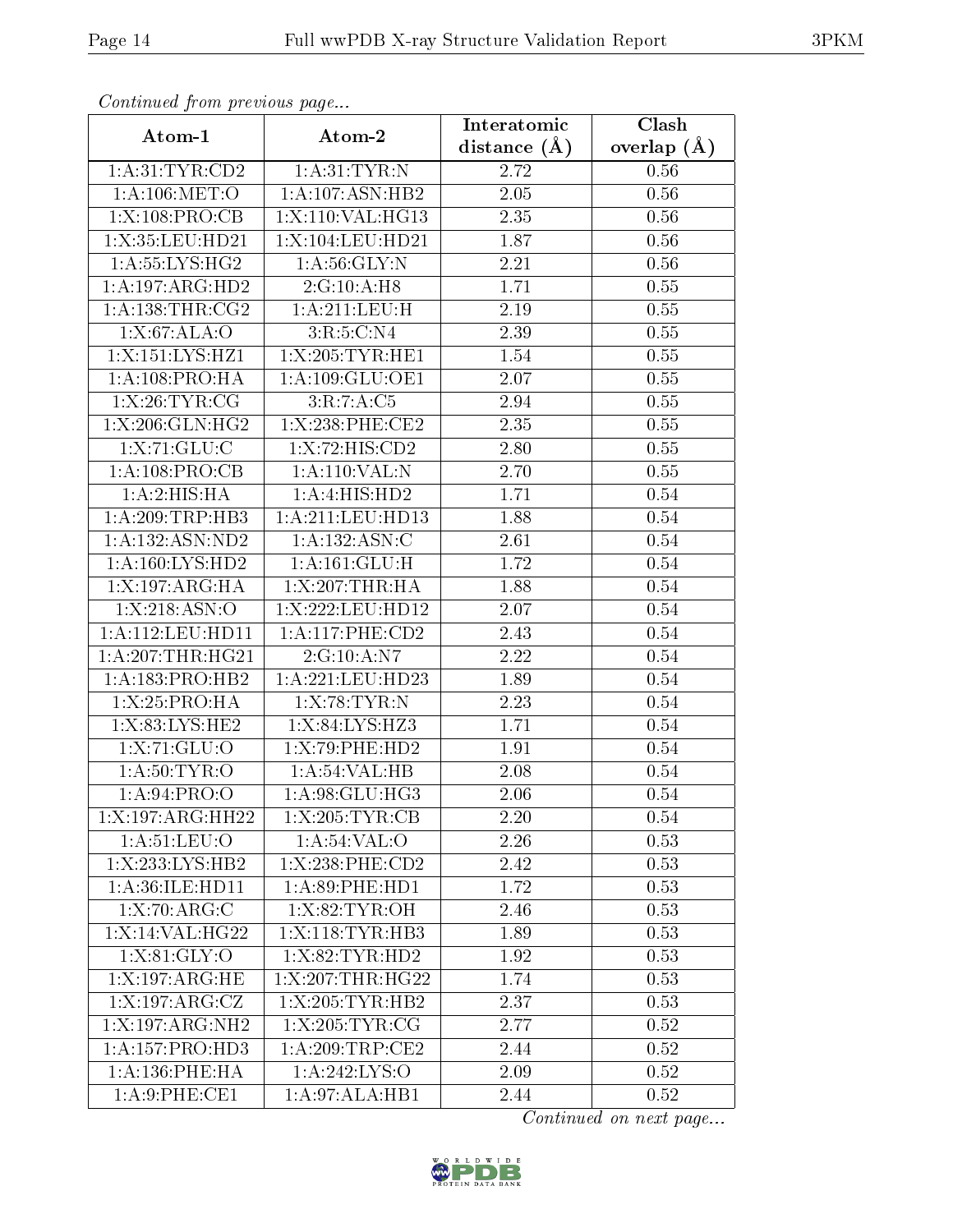*Continued from previous page...*

| Atom-1 | Atom-2 | Interatomic distance (Å) | Clash overlap (Å) |
|---|---|---|---|
| 1:A:31:TYR:CD2 | 1:A:31:TYR:N | 2.72 | 0.56 |
| 1:A:106:MET:O | 1:A:107:ASN:HB2 | 2.05 | 0.56 |
| 1:X:108:PRO:CB | 1:X:110:VAL:HG13 | 2.35 | 0.56 |
| 1:X:35:LEU:HD21 | 1:X:104:LEU:HD21 | 1.87 | 0.56 |
| 1:A:55:LYS:HG2 | 1:A:56:GLY:N | 2.21 | 0.56 |
| 1:A:197:ARG:HD2 | 2:G:10:A:H8 | 1.71 | 0.55 |
| 1:A:138:THR:CG2 | 1:A:211:LEU:H | 2.19 | 0.55 |
| 1:X:67:ALA:O | 3:R:5:C:N4 | 2.39 | 0.55 |
| 1:X:151:LYS:HZ1 | 1:X:205:TYR:HE1 | 1.54 | 0.55 |
| 1:A:108:PRO:HA | 1:A:109:GLU:OE1 | 2.07 | 0.55 |
| 1:X:26:TYR:CG | 3:R:7:A:C5 | 2.94 | 0.55 |
| 1:X:206:GLN:HG2 | 1:X:238:PHE:CE2 | 2.35 | 0.55 |
| 1:X:71:GLU:C | 1:X:72:HIS:CD2 | 2.80 | 0.55 |
| 1:A:108:PRO:CB | 1:A:110:VAL:N | 2.70 | 0.55 |
| 1:A:2:HIS:HA | 1:A:4:HIS:HD2 | 1.71 | 0.54 |
| 1:A:209:TRP:HB3 | 1:A:211:LEU:HD13 | 1.88 | 0.54 |
| 1:A:132:ASN:ND2 | 1:A:132:ASN:C | 2.61 | 0.54 |
| 1:A:160:LYS:HD2 | 1:A:161:GLU:H | 1.72 | 0.54 |
| 1:X:197:ARG:HA | 1:X:207:THR:HA | 1.88 | 0.54 |
| 1:X:218:ASN:O | 1:X:222:LEU:HD12 | 2.07 | 0.54 |
| 1:A:112:LEU:HD11 | 1:A:117:PHE:CD2 | 2.43 | 0.54 |
| 1:A:207:THR:HG21 | 2:G:10:A:N7 | 2.22 | 0.54 |
| 1:A:183:PRO:HB2 | 1:A:221:LEU:HD23 | 1.89 | 0.54 |
| 1:X:25:PRO:HA | 1:X:78:TYR:N | 2.23 | 0.54 |
| 1:X:83:LYS:HE2 | 1:X:84:LYS:HZ3 | 1.71 | 0.54 |
| 1:X:71:GLU:O | 1:X:79:PHE:HD2 | 1.91 | 0.54 |
| 1:A:50:TYR:O | 1:A:54:VAL:HB | 2.08 | 0.54 |
| 1:A:94:PRO:O | 1:A:98:GLU:HG3 | 2.06 | 0.54 |
| 1:X:197:ARG:HH22 | 1:X:205:TYR:CB | 2.20 | 0.54 |
| 1:A:51:LEU:O | 1:A:54:VAL:O | 2.26 | 0.53 |
| 1:X:233:LYS:HB2 | 1:X:238:PHE:CD2 | 2.42 | 0.53 |
| 1:A:36:ILE:HD11 | 1:A:89:PHE:HD1 | 1.72 | 0.53 |
| 1:X:70:ARG:C | 1:X:82:TYR:OH | 2.46 | 0.53 |
| 1:X:14:VAL:HG22 | 1:X:118:TYR:HB3 | 1.89 | 0.53 |
| 1:X:81:GLY:O | 1:X:82:TYR:HD2 | 1.92 | 0.53 |
| 1:X:197:ARG:HE | 1:X:207:THR:HG22 | 1.74 | 0.53 |
| 1:X:197:ARG:CZ | 1:X:205:TYR:HB2 | 2.37 | 0.53 |
| 1:X:197:ARG:NH2 | 1:X:205:TYR:CG | 2.77 | 0.52 |
| 1:A:157:PRO:HD3 | 1:A:209:TRP:CE2 | 2.44 | 0.52 |
| 1:A:136:PHE:HA | 1:A:242:LYS:O | 2.09 | 0.52 |
| 1:A:9:PHE:CE1 | 1:A:97:ALA:HB1 | 2.44 | 0.52 |

*Continued on next page...*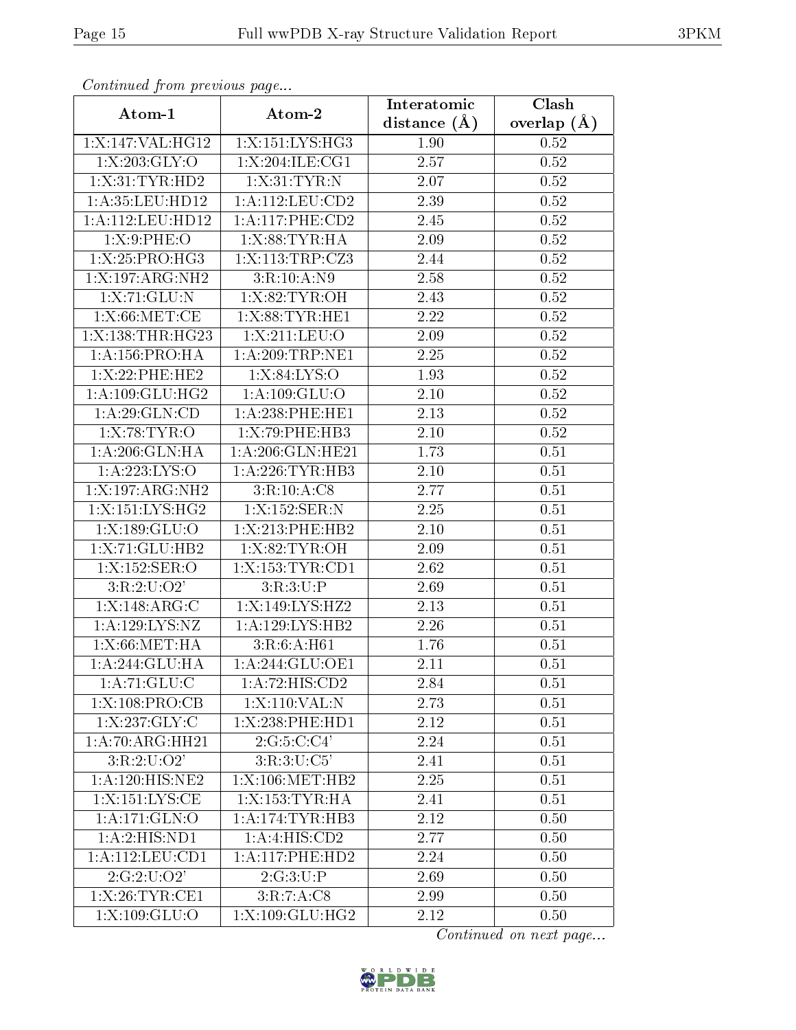*Continued from previous page...*

| Atom-1 | Atom-2 | Interatomic distance (Å) | Clash overlap (Å) |
| --- | --- | --- | --- |
| 1:X:147:VAL:HG12 | 1:X:151:LYS:HG3 | 1.90 | 0.52 |
| 1:X:203:GLY:O | 1:X:204:ILE:CG1 | 2.57 | 0.52 |
| 1:X:31:TYR:HD2 | 1:X:31:TYR:N | 2.07 | 0.52 |
| 1:A:35:LEU:HD12 | 1:A:112:LEU:CD2 | 2.39 | 0.52 |
| 1:A:112:LEU:HD12 | 1:A:117:PHE:CD2 | 2.45 | 0.52 |
| 1:X:9:PHE:O | 1:X:88:TYR:HA | 2.09 | 0.52 |
| 1:X:25:PRO:HG3 | 1:X:113:TRP:CZ3 | 2.44 | 0.52 |
| 1:X:197:ARG:NH2 | 3:R:10:A:N9 | 2.58 | 0.52 |
| 1:X:71:GLU:N | 1:X:82:TYR:OH | 2.43 | 0.52 |
| 1:X:66:MET:CE | 1:X:88:TYR:HE1 | 2.22 | 0.52 |
| 1:X:138:THR:HG23 | 1:X:211:LEU:O | 2.09 | 0.52 |
| 1:A:156:PRO:HA | 1:A:209:TRP:NE1 | 2.25 | 0.52 |
| 1:X:22:PHE:HE2 | 1:X:84:LYS:O | 1.93 | 0.52 |
| 1:A:109:GLU:HG2 | 1:A:109:GLU:O | 2.10 | 0.52 |
| 1:A:29:GLN:CD | 1:A:238:PHE:HE1 | 2.13 | 0.52 |
| 1:X:78:TYR:O | 1:X:79:PHE:HB3 | 2.10 | 0.52 |
| 1:A:206:GLN:HA | 1:A:206:GLN:HE21 | 1.73 | 0.51 |
| 1:A:223:LYS:O | 1:A:226:TYR:HB3 | 2.10 | 0.51 |
| 1:X:197:ARG:NH2 | 3:R:10:A:C8 | 2.77 | 0.51 |
| 1:X:151:LYS:HG2 | 1:X:152:SER:N | 2.25 | 0.51 |
| 1:X:189:GLU:O | 1:X:213:PHE:HB2 | 2.10 | 0.51 |
| 1:X:71:GLU:HB2 | 1:X:82:TYR:OH | 2.09 | 0.51 |
| 1:X:152:SER:O | 1:X:153:TYR:CD1 | 2.62 | 0.51 |
| 3:R:2:U:O2' | 3:R:3:U:P | 2.69 | 0.51 |
| 1:X:148:ARG:C | 1:X:149:LYS:HZ2 | 2.13 | 0.51 |
| 1:A:129:LYS:NZ | 1:A:129:LYS:HB2 | 2.26 | 0.51 |
| 1:X:66:MET:HA | 3:R:6:A:H61 | 1.76 | 0.51 |
| 1:A:244:GLU:HA | 1:A:244:GLU:OE1 | 2.11 | 0.51 |
| 1:A:71:GLU:C | 1:A:72:HIS:CD2 | 2.84 | 0.51 |
| 1:X:108:PRO:CB | 1:X:110:VAL:N | 2.73 | 0.51 |
| 1:X:237:GLY:C | 1:X:238:PHE:HD1 | 2.12 | 0.51 |
| 1:A:70:ARG:HH21 | 2:G:5:C:C4' | 2.24 | 0.51 |
| 3:R:2:U:O2' | 3:R:3:U:C5' | 2.41 | 0.51 |
| 1:A:120:HIS:NE2 | 1:X:106:MET:HB2 | 2.25 | 0.51 |
| 1:X:151:LYS:CE | 1:X:153:TYR:HA | 2.41 | 0.51 |
| 1:A:171:GLN:O | 1:A:174:TYR:HB3 | 2.12 | 0.50 |
| 1:A:2:HIS:ND1 | 1:A:4:HIS:CD2 | 2.77 | 0.50 |
| 1:A:112:LEU:CD1 | 1:A:117:PHE:HD2 | 2.24 | 0.50 |
| 2:G:2:U:O2' | 2:G:3:U:P | 2.69 | 0.50 |
| 1:X:26:TYR:CE1 | 3:R:7:A:C8 | 2.99 | 0.50 |
| 1:X:109:GLU:O | 1:X:109:GLU:HG2 | 2.12 | 0.50 |

*Continued on next page...*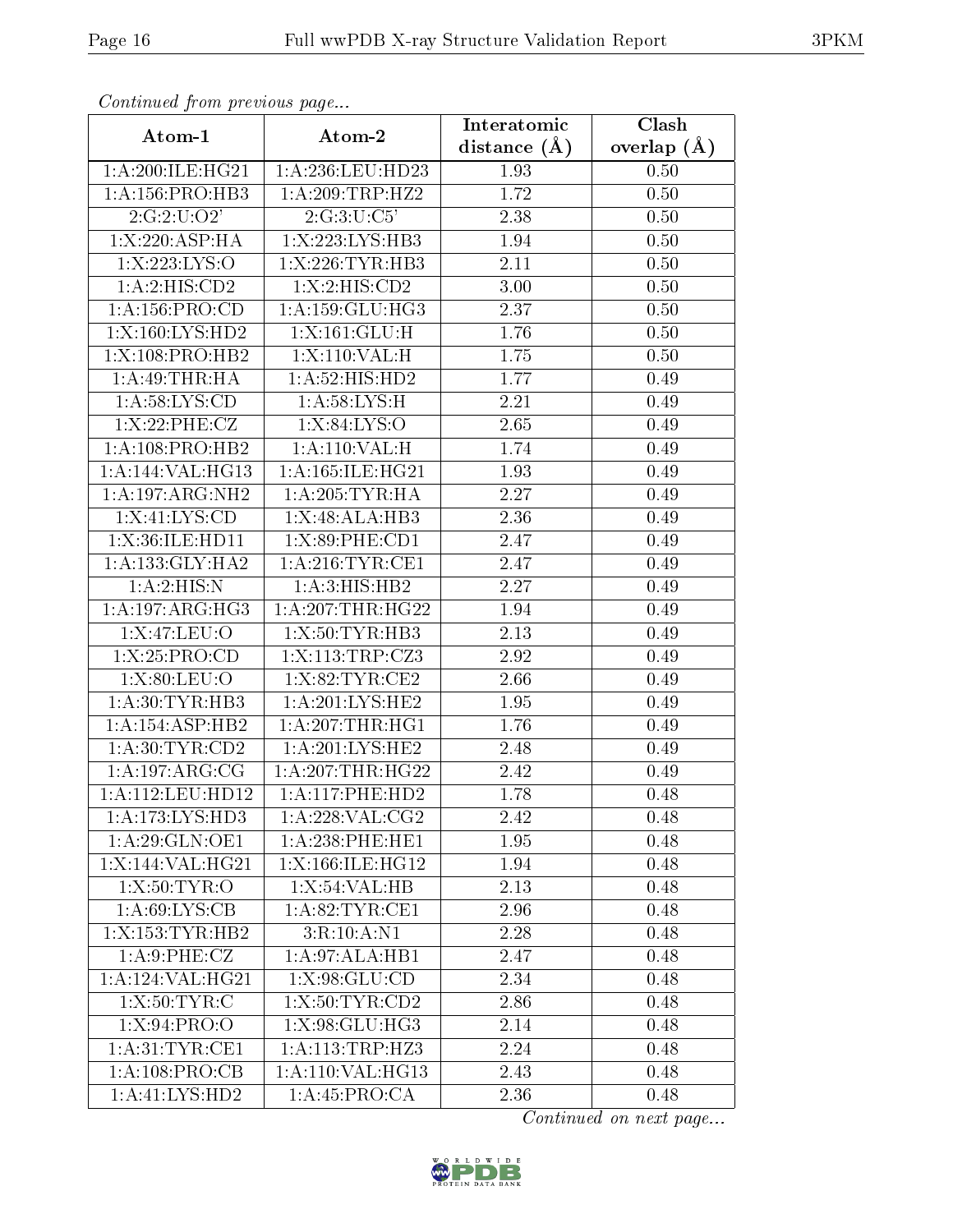*Continued from previous page...*

| Atom-1 | Atom-2 | Interatomic distance (Å) | Clash overlap (Å) |
| --- | --- | --- | --- |
| 1:A:200:ILE:HG21 | 1:A:236:LEU:HD23 | 1.93 | 0.50 |
| 1:A:156:PRO:HB3 | 1:A:209:TRP:HZ2 | 1.72 | 0.50 |
| 2:G:2:U:O2' | 2:G:3:U:C5' | 2.38 | 0.50 |
| 1:X:220:ASP:HA | 1:X:223:LYS:HB3 | 1.94 | 0.50 |
| 1:X:223:LYS:O | 1:X:226:TYR:HB3 | 2.11 | 0.50 |
| 1:A:2:HIS:CD2 | 1:X:2:HIS:CD2 | 3.00 | 0.50 |
| 1:A:156:PRO:CD | 1:A:159:GLU:HG3 | 2.37 | 0.50 |
| 1:X:160:LYS:HD2 | 1:X:161:GLU:H | 1.76 | 0.50 |
| 1:X:108:PRO:HB2 | 1:X:110:VAL:H | 1.75 | 0.50 |
| 1:A:49:THR:HA | 1:A:52:HIS:HD2 | 1.77 | 0.49 |
| 1:A:58:LYS:CD | 1:A:58:LYS:H | 2.21 | 0.49 |
| 1:X:22:PHE:CZ | 1:X:84:LYS:O | 2.65 | 0.49 |
| 1:A:108:PRO:HB2 | 1:A:110:VAL:H | 1.74 | 0.49 |
| 1:A:144:VAL:HG13 | 1:A:165:ILE:HG21 | 1.93 | 0.49 |
| 1:A:197:ARG:NH2 | 1:A:205:TYR:HA | 2.27 | 0.49 |
| 1:X:41:LYS:CD | 1:X:48:ALA:HB3 | 2.36 | 0.49 |
| 1:X:36:ILE:HD11 | 1:X:89:PHE:CD1 | 2.47 | 0.49 |
| 1:A:133:GLY:HA2 | 1:A:216:TYR:CE1 | 2.47 | 0.49 |
| 1:A:2:HIS:N | 1:A:3:HIS:HB2 | 2.27 | 0.49 |
| 1:A:197:ARG:HG3 | 1:A:207:THR:HG22 | 1.94 | 0.49 |
| 1:X:47:LEU:O | 1:X:50:TYR:HB3 | 2.13 | 0.49 |
| 1:X:25:PRO:CD | 1:X:113:TRP:CZ3 | 2.92 | 0.49 |
| 1:X:80:LEU:O | 1:X:82:TYR:CE2 | 2.66 | 0.49 |
| 1:A:30:TYR:HB3 | 1:A:201:LYS:HE2 | 1.95 | 0.49 |
| 1:A:154:ASP:HB2 | 1:A:207:THR:HG1 | 1.76 | 0.49 |
| 1:A:30:TYR:CD2 | 1:A:201:LYS:HE2 | 2.48 | 0.49 |
| 1:A:197:ARG:CG | 1:A:207:THR:HG22 | 2.42 | 0.49 |
| 1:A:112:LEU:HD12 | 1:A:117:PHE:HD2 | 1.78 | 0.48 |
| 1:A:173:LYS:HD3 | 1:A:228:VAL:CG2 | 2.42 | 0.48 |
| 1:A:29:GLN:OE1 | 1:A:238:PHE:HE1 | 1.95 | 0.48 |
| 1:X:144:VAL:HG21 | 1:X:166:ILE:HG12 | 1.94 | 0.48 |
| 1:X:50:TYR:O | 1:X:54:VAL:HB | 2.13 | 0.48 |
| 1:A:69:LYS:CB | 1:A:82:TYR:CE1 | 2.96 | 0.48 |
| 1:X:153:TYR:HB2 | 3:R:10:A:N1 | 2.28 | 0.48 |
| 1:A:9:PHE:CZ | 1:A:97:ALA:HB1 | 2.47 | 0.48 |
| 1:A:124:VAL:HG21 | 1:X:98:GLU:CD | 2.34 | 0.48 |
| 1:X:50:TYR:C | 1:X:50:TYR:CD2 | 2.86 | 0.48 |
| 1:X:94:PRO:O | 1:X:98:GLU:HG3 | 2.14 | 0.48 |
| 1:A:31:TYR:CE1 | 1:A:113:TRP:HZ3 | 2.24 | 0.48 |
| 1:A:108:PRO:CB | 1:A:110:VAL:HG13 | 2.43 | 0.48 |
| 1:A:41:LYS:HD2 | 1:A:45:PRO:CA | 2.36 | 0.48 |

*Continued on next page...*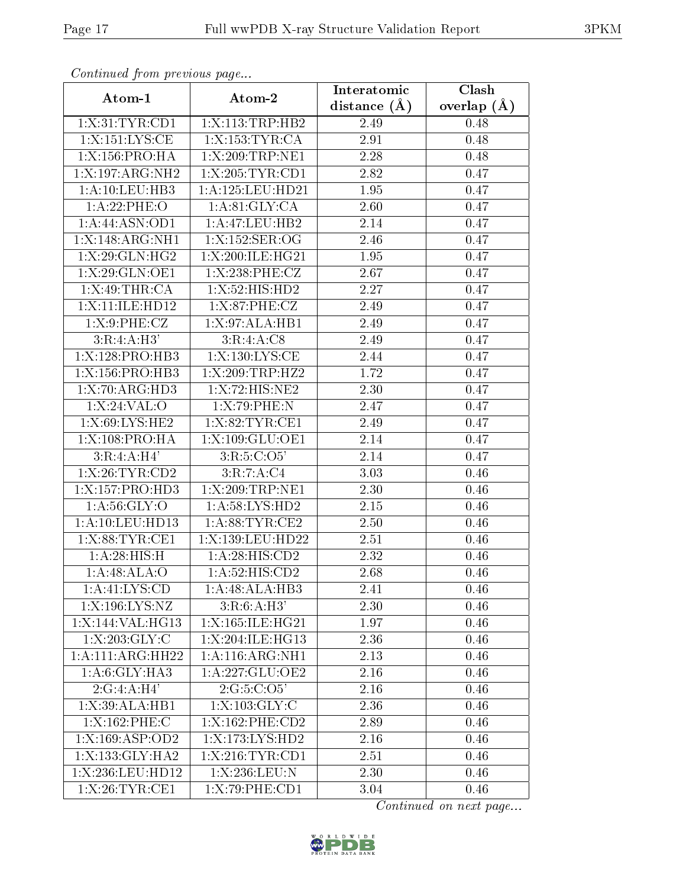*Continued from previous page...*

| Atom-1 | Atom-2 | Interatomic distance (Å) | Clash overlap (Å) |
|---|---|---|---|
| 1:X:31:TYR:CD1 | 1:X:113:TRP:HB2 | 2.49 | 0.48 |
| 1:X:151:LYS:CE | 1:X:153:TYR:CA | 2.91 | 0.48 |
| 1:X:156:PRO:HA | 1:X:209:TRP:NE1 | 2.28 | 0.48 |
| 1:X:197:ARG:NH2 | 1:X:205:TYR:CD1 | 2.82 | 0.47 |
| 1:A:10:LEU:HB3 | 1:A:125:LEU:HD21 | 1.95 | 0.47 |
| 1:A:22:PHE:O | 1:A:81:GLY:CA | 2.60 | 0.47 |
| 1:A:44:ASN:OD1 | 1:A:47:LEU:HB2 | 2.14 | 0.47 |
| 1:X:148:ARG:NH1 | 1:X:152:SER:OG | 2.46 | 0.47 |
| 1:X:29:GLN:HG2 | 1:X:200:ILE:HG21 | 1.95 | 0.47 |
| 1:X:29:GLN:OE1 | 1:X:238:PHE:CZ | 2.67 | 0.47 |
| 1:X:49:THR:CA | 1:X:52:HIS:HD2 | 2.27 | 0.47 |
| 1:X:11:ILE:HD12 | 1:X:87:PHE:CZ | 2.49 | 0.47 |
| 1:X:9:PHE:CZ | 1:X:97:ALA:HB1 | 2.49 | 0.47 |
| 3:R:4:A:H3' | 3:R:4:A:C8 | 2.49 | 0.47 |
| 1:X:128:PRO:HB3 | 1:X:130:LYS:CE | 2.44 | 0.47 |
| 1:X:156:PRO:HB3 | 1:X:209:TRP:HZ2 | 1.72 | 0.47 |
| 1:X:70:ARG:HD3 | 1:X:72:HIS:NE2 | 2.30 | 0.47 |
| 1:X:24:VAL:O | 1:X:79:PHE:N | 2.47 | 0.47 |
| 1:X:69:LYS:HE2 | 1:X:82:TYR:CE1 | 2.49 | 0.47 |
| 1:X:108:PRO:HA | 1:X:109:GLU:OE1 | 2.14 | 0.47 |
| 3:R:4:A:H4' | 3:R:5:C:O5' | 2.14 | 0.47 |
| 1:X:26:TYR:CD2 | 3:R:7:A:C4 | 3.03 | 0.46 |
| 1:X:157:PRO:HD3 | 1:X:209:TRP:NE1 | 2.30 | 0.46 |
| 1:A:56:GLY:O | 1:A:58:LYS:HD2 | 2.15 | 0.46 |
| 1:A:10:LEU:HD13 | 1:A:88:TYR:CE2 | 2.50 | 0.46 |
| 1:X:88:TYR:CE1 | 1:X:139:LEU:HD22 | 2.51 | 0.46 |
| 1:A:28:HIS:H | 1:A:28:HIS:CD2 | 2.32 | 0.46 |
| 1:A:48:ALA:O | 1:A:52:HIS:CD2 | 2.68 | 0.46 |
| 1:A:41:LYS:CD | 1:A:48:ALA:HB3 | 2.41 | 0.46 |
| 1:X:196:LYS:NZ | 3:R:6:A:H3' | 2.30 | 0.46 |
| 1:X:144:VAL:HG13 | 1:X:165:ILE:HG21 | 1.97 | 0.46 |
| 1:X:203:GLY:C | 1:X:204:ILE:HG13 | 2.36 | 0.46 |
| 1:A:111:ARG:HH22 | 1:A:116:ARG:NH1 | 2.13 | 0.46 |
| 1:A:6:GLY:HA3 | 1:A:227:GLU:OE2 | 2.16 | 0.46 |
| 2:G:4:A:H4' | 2:G:5:C:O5' | 2.16 | 0.46 |
| 1:X:39:ALA:HB1 | 1:X:103:GLY:C | 2.36 | 0.46 |
| 1:X:162:PHE:C | 1:X:162:PHE:CD2 | 2.89 | 0.46 |
| 1:X:169:ASP:OD2 | 1:X:173:LYS:HD2 | 2.16 | 0.46 |
| 1:X:133:GLY:HA2 | 1:X:216:TYR:CD1 | 2.51 | 0.46 |
| 1:X:236:LEU:HD12 | 1:X:236:LEU:N | 2.30 | 0.46 |
| 1:X:26:TYR:CE1 | 1:X:79:PHE:CD1 | 3.04 | 0.46 |

*Continued on next page...*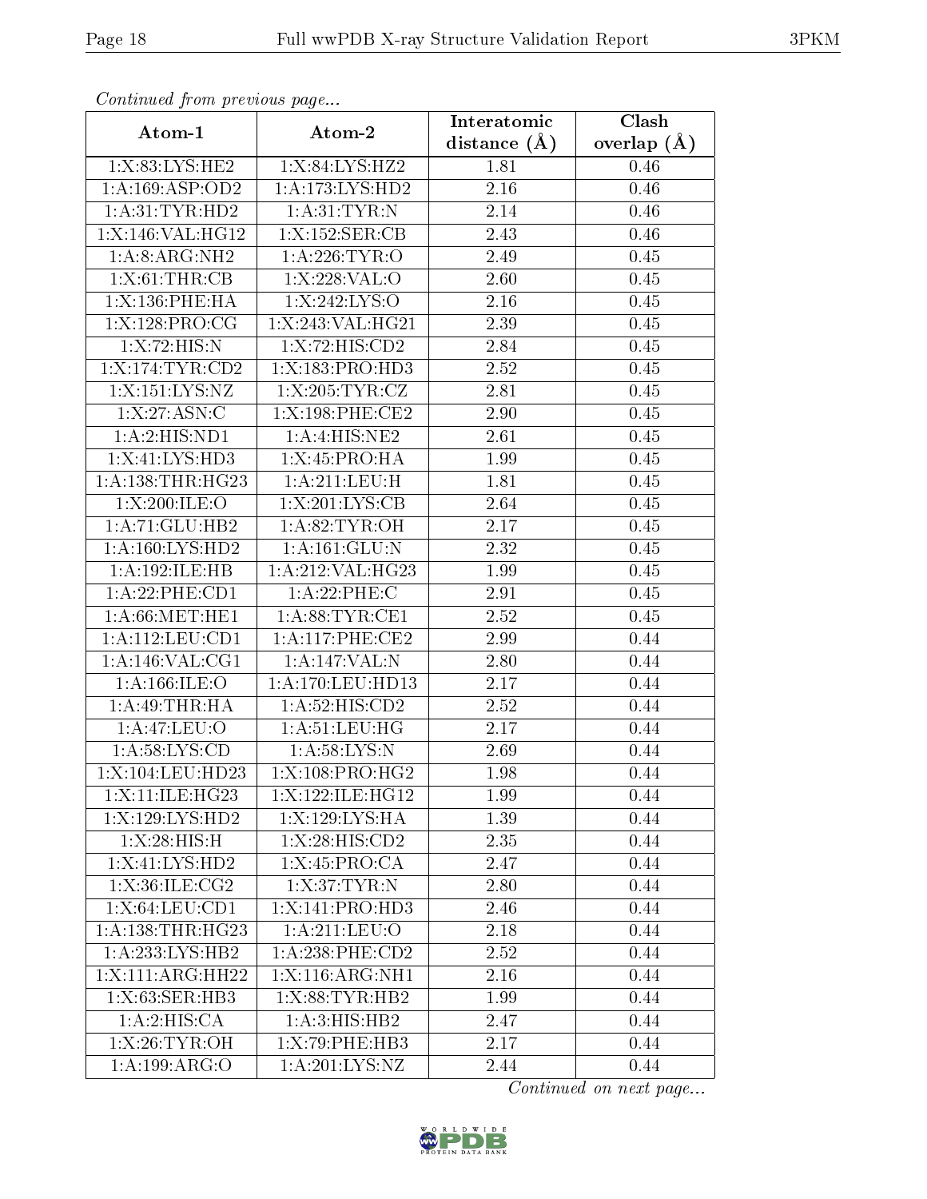*Continued from previous page...*

| Atom-1 | Atom-2 | Interatomic distance (Å) | Clash overlap (Å) |
| --- | --- | --- | --- |
| 1:X:83:LYS:HE2 | 1:X:84:LYS:HZ2 | 1.81 | 0.46 |
| 1:A:169:ASP:OD2 | 1:A:173:LYS:HD2 | 2.16 | 0.46 |
| 1:A:31:TYR:HD2 | 1:A:31:TYR:N | 2.14 | 0.46 |
| 1:X:146:VAL:HG12 | 1:X:152:SER:CB | 2.43 | 0.46 |
| 1:A:8:ARG:NH2 | 1:A:226:TYR:O | 2.49 | 0.45 |
| 1:X:61:THR:CB | 1:X:228:VAL:O | 2.60 | 0.45 |
| 1:X:136:PHE:HA | 1:X:242:LYS:O | 2.16 | 0.45 |
| 1:X:128:PRO:CG | 1:X:243:VAL:HG21 | 2.39 | 0.45 |
| 1:X:72:HIS:N | 1:X:72:HIS:CD2 | 2.84 | 0.45 |
| 1:X:174:TYR:CD2 | 1:X:183:PRO:HD3 | 2.52 | 0.45 |
| 1:X:151:LYS:NZ | 1:X:205:TYR:CZ | 2.81 | 0.45 |
| 1:X:27:ASN:C | 1:X:198:PHE:CE2 | 2.90 | 0.45 |
| 1:A:2:HIS:ND1 | 1:A:4:HIS:NE2 | 2.61 | 0.45 |
| 1:X:41:LYS:HD3 | 1:X:45:PRO:HA | 1.99 | 0.45 |
| 1:A:138:THR:HG23 | 1:A:211:LEU:H | 1.81 | 0.45 |
| 1:X:200:ILE:O | 1:X:201:LYS:CB | 2.64 | 0.45 |
| 1:A:71:GLU:HB2 | 1:A:82:TYR:OH | 2.17 | 0.45 |
| 1:A:160:LYS:HD2 | 1:A:161:GLU:N | 2.32 | 0.45 |
| 1:A:192:ILE:HB | 1:A:212:VAL:HG23 | 1.99 | 0.45 |
| 1:A:22:PHE:CD1 | 1:A:22:PHE:C | 2.91 | 0.45 |
| 1:A:66:MET:HE1 | 1:A:88:TYR:CE1 | 2.52 | 0.45 |
| 1:A:112:LEU:CD1 | 1:A:117:PHE:CE2 | 2.99 | 0.44 |
| 1:A:146:VAL:CG1 | 1:A:147:VAL:N | 2.80 | 0.44 |
| 1:A:166:ILE:O | 1:A:170:LEU:HD13 | 2.17 | 0.44 |
| 1:A:49:THR:HA | 1:A:52:HIS:CD2 | 2.52 | 0.44 |
| 1:A:47:LEU:O | 1:A:51:LEU:HG | 2.17 | 0.44 |
| 1:A:58:LYS:CD | 1:A:58:LYS:N | 2.69 | 0.44 |
| 1:X:104:LEU:HD23 | 1:X:108:PRO:HG2 | 1.98 | 0.44 |
| 1:X:11:ILE:HG23 | 1:X:122:ILE:HG12 | 1.99 | 0.44 |
| 1:X:129:LYS:HD2 | 1:X:129:LYS:HA | 1.39 | 0.44 |
| 1:X:28:HIS:H | 1:X:28:HIS:CD2 | 2.35 | 0.44 |
| 1:X:41:LYS:HD2 | 1:X:45:PRO:CA | 2.47 | 0.44 |
| 1:X:36:ILE:CG2 | 1:X:37:TYR:N | 2.80 | 0.44 |
| 1:X:64:LEU:CD1 | 1:X:141:PRO:HD3 | 2.46 | 0.44 |
| 1:A:138:THR:HG23 | 1:A:211:LEU:O | 2.18 | 0.44 |
| 1:A:233:LYS:HB2 | 1:A:238:PHE:CD2 | 2.52 | 0.44 |
| 1:X:111:ARG:HH22 | 1:X:116:ARG:NH1 | 2.16 | 0.44 |
| 1:X:63:SER:HB3 | 1:X:88:TYR:HB2 | 1.99 | 0.44 |
| 1:A:2:HIS:CA | 1:A:3:HIS:HB2 | 2.47 | 0.44 |
| 1:X:26:TYR:OH | 1:X:79:PHE:HB3 | 2.17 | 0.44 |
| 1:A:199:ARG:O | 1:A:201:LYS:NZ | 2.44 | 0.44 |

*Continued on next page...*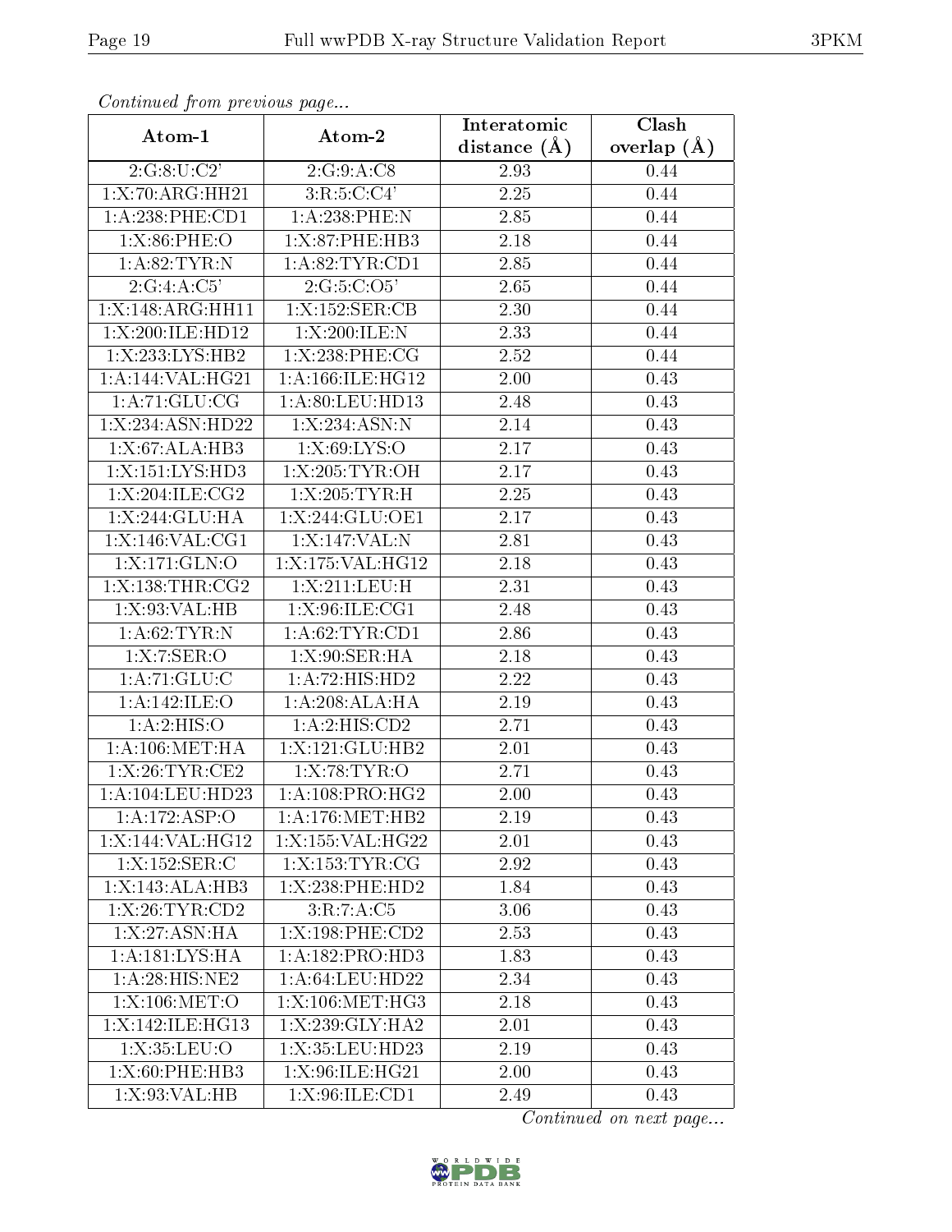*Continued from previous page...*

| Atom-1 | Atom-2 | Interatomic distance (Å) | Clash overlap (Å) |
|---|---|---|---|
| 2:G:8:U:C2' | 2:G:9:A:C8 | 2.93 | 0.44 |
| 1:X:70:ARG:HH21 | 3:R:5:C:C4' | 2.25 | 0.44 |
| 1:A:238:PHE:CD1 | 1:A:238:PHE:N | 2.85 | 0.44 |
| 1:X:86:PHE:O | 1:X:87:PHE:HB3 | 2.18 | 0.44 |
| 1:A:82:TYR:N | 1:A:82:TYR:CD1 | 2.85 | 0.44 |
| 2:G:4:A:C5' | 2:G:5:C:O5' | 2.65 | 0.44 |
| 1:X:148:ARG:HH11 | 1:X:152:SER:CB | 2.30 | 0.44 |
| 1:X:200:ILE:HD12 | 1:X:200:ILE:N | 2.33 | 0.44 |
| 1:X:233:LYS:HB2 | 1:X:238:PHE:CG | 2.52 | 0.44 |
| 1:A:144:VAL:HG21 | 1:A:166:ILE:HG12 | 2.00 | 0.43 |
| 1:A:71:GLU:CG | 1:A:80:LEU:HD13 | 2.48 | 0.43 |
| 1:X:234:ASN:HD22 | 1:X:234:ASN:N | 2.14 | 0.43 |
| 1:X:67:ALA:HB3 | 1:X:69:LYS:O | 2.17 | 0.43 |
| 1:X:151:LYS:HD3 | 1:X:205:TYR:OH | 2.17 | 0.43 |
| 1:X:204:ILE:CG2 | 1:X:205:TYR:H | 2.25 | 0.43 |
| 1:X:244:GLU:HA | 1:X:244:GLU:OE1 | 2.17 | 0.43 |
| 1:X:146:VAL:CG1 | 1:X:147:VAL:N | 2.81 | 0.43 |
| 1:X:171:GLN:O | 1:X:175:VAL:HG12 | 2.18 | 0.43 |
| 1:X:138:THR:CG2 | 1:X:211:LEU:H | 2.31 | 0.43 |
| 1:X:93:VAL:HB | 1:X:96:ILE:CG1 | 2.48 | 0.43 |
| 1:A:62:TYR:N | 1:A:62:TYR:CD1 | 2.86 | 0.43 |
| 1:X:7:SER:O | 1:X:90:SER:HA | 2.18 | 0.43 |
| 1:A:71:GLU:C | 1:A:72:HIS:HD2 | 2.22 | 0.43 |
| 1:A:142:ILE:O | 1:A:208:ALA:HA | 2.19 | 0.43 |
| 1:A:2:HIS:O | 1:A:2:HIS:CD2 | 2.71 | 0.43 |
| 1:A:106:MET:HA | 1:X:121:GLU:HB2 | 2.01 | 0.43 |
| 1:X:26:TYR:CE2 | 1:X:78:TYR:O | 2.71 | 0.43 |
| 1:A:104:LEU:HD23 | 1:A:108:PRO:HG2 | 2.00 | 0.43 |
| 1:A:172:ASP:O | 1:A:176:MET:HB2 | 2.19 | 0.43 |
| 1:X:144:VAL:HG12 | 1:X:155:VAL:HG22 | 2.01 | 0.43 |
| 1:X:152:SER:C | 1:X:153:TYR:CG | 2.92 | 0.43 |
| 1:X:143:ALA:HB3 | 1:X:238:PHE:HD2 | 1.84 | 0.43 |
| 1:X:26:TYR:CD2 | 3:R:7:A:C5 | 3.06 | 0.43 |
| 1:X:27:ASN:HA | 1:X:198:PHE:CD2 | 2.53 | 0.43 |
| 1:A:181:LYS:HA | 1:A:182:PRO:HD3 | 1.83 | 0.43 |
| 1:A:28:HIS:NE2 | 1:A:64:LEU:HD22 | 2.34 | 0.43 |
| 1:X:106:MET:O | 1:X:106:MET:HG3 | 2.18 | 0.43 |
| 1:X:142:ILE:HG13 | 1:X:239:GLY:HA2 | 2.01 | 0.43 |
| 1:X:35:LEU:O | 1:X:35:LEU:HD23 | 2.19 | 0.43 |
| 1:X:60:PHE:HB3 | 1:X:96:ILE:HG21 | 2.00 | 0.43 |
| 1:X:93:VAL:HB | 1:X:96:ILE:CD1 | 2.49 | 0.43 |

*Continued on next page...*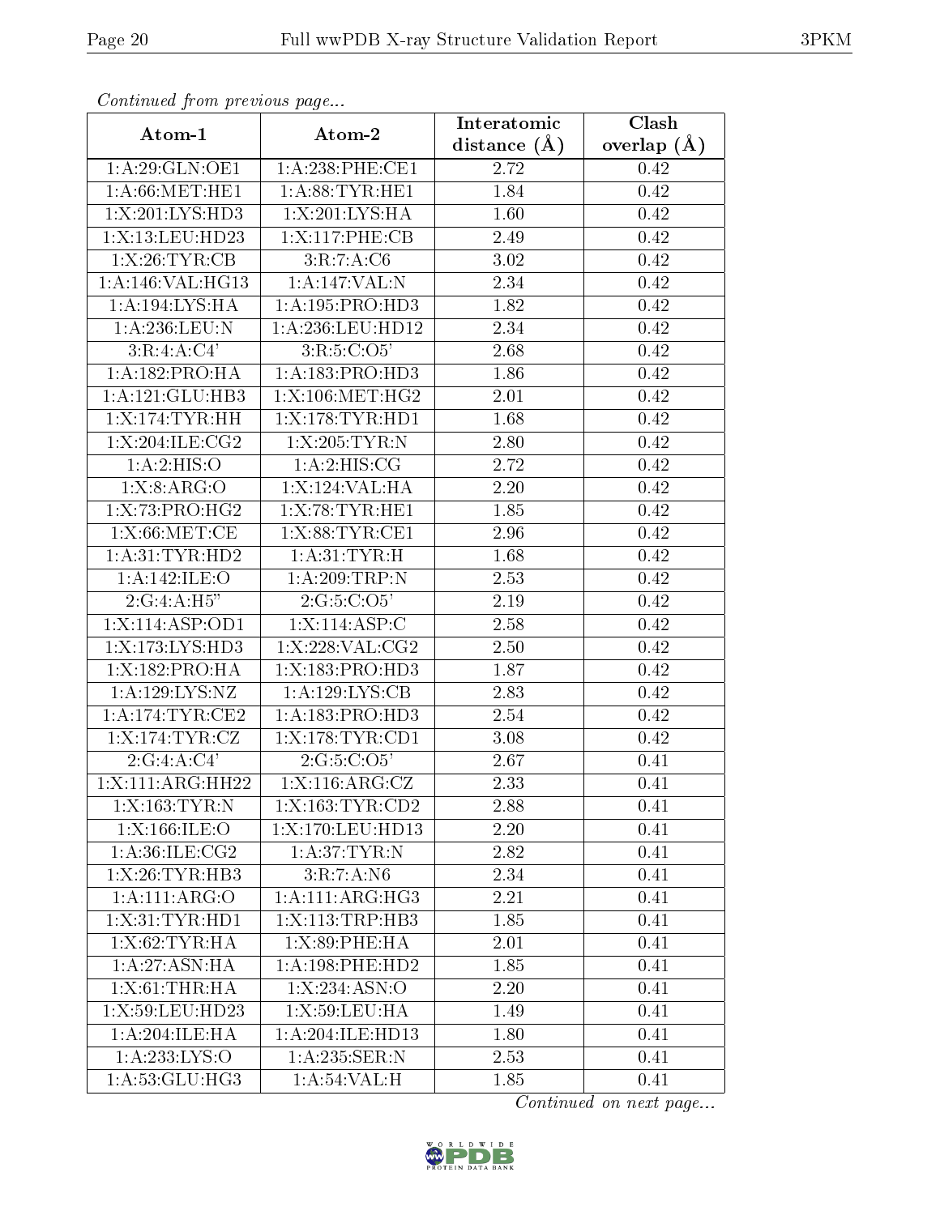*Continued from previous page...*

| Atom-1 | Atom-2 | Interatomic distance (Å) | Clash overlap (Å) |
| --- | --- | --- | --- |
| 1:A:29:GLN:OE1 | 1:A:238:PHE:CE1 | 2.72 | 0.42 |
| 1:A:66:MET:HE1 | 1:A:88:TYR:HE1 | 1.84 | 0.42 |
| 1:X:201:LYS:HD3 | 1:X:201:LYS:HA | 1.60 | 0.42 |
| 1:X:13:LEU:HD23 | 1:X:117:PHE:CB | 2.49 | 0.42 |
| 1:X:26:TYR:CB | 3:R:7:A:C6 | 3.02 | 0.42 |
| 1:A:146:VAL:HG13 | 1:A:147:VAL:N | 2.34 | 0.42 |
| 1:A:194:LYS:HA | 1:A:195:PRO:HD3 | 1.82 | 0.42 |
| 1:A:236:LEU:N | 1:A:236:LEU:HD12 | 2.34 | 0.42 |
| 3:R:4:A:C4' | 3:R:5:C:O5' | 2.68 | 0.42 |
| 1:A:182:PRO:HA | 1:A:183:PRO:HD3 | 1.86 | 0.42 |
| 1:A:121:GLU:HB3 | 1:X:106:MET:HG2 | 2.01 | 0.42 |
| 1:X:174:TYR:HH | 1:X:178:TYR:HD1 | 1.68 | 0.42 |
| 1:X:204:ILE:CG2 | 1:X:205:TYR:N | 2.80 | 0.42 |
| 1:A:2:HIS:O | 1:A:2:HIS:CG | 2.72 | 0.42 |
| 1:X:8:ARG:O | 1:X:124:VAL:HA | 2.20 | 0.42 |
| 1:X:73:PRO:HG2 | 1:X:78:TYR:HE1 | 1.85 | 0.42 |
| 1:X:66:MET:CE | 1:X:88:TYR:CE1 | 2.96 | 0.42 |
| 1:A:31:TYR:HD2 | 1:A:31:TYR:H | 1.68 | 0.42 |
| 1:A:142:ILE:O | 1:A:209:TRP:N | 2.53 | 0.42 |
| 2:G:4:A:H5" | 2:G:5:C:O5' | 2.19 | 0.42 |
| 1:X:114:ASP:OD1 | 1:X:114:ASP:C | 2.58 | 0.42 |
| 1:X:173:LYS:HD3 | 1:X:228:VAL:CG2 | 2.50 | 0.42 |
| 1:X:182:PRO:HA | 1:X:183:PRO:HD3 | 1.87 | 0.42 |
| 1:A:129:LYS:NZ | 1:A:129:LYS:CB | 2.83 | 0.42 |
| 1:A:174:TYR:CE2 | 1:A:183:PRO:HD3 | 2.54 | 0.42 |
| 1:X:174:TYR:CZ | 1:X:178:TYR:CD1 | 3.08 | 0.42 |
| 2:G:4:A:C4' | 2:G:5:C:O5' | 2.67 | 0.41 |
| 1:X:111:ARG:HH22 | 1:X:116:ARG:CZ | 2.33 | 0.41 |
| 1:X:163:TYR:N | 1:X:163:TYR:CD2 | 2.88 | 0.41 |
| 1:X:166:ILE:O | 1:X:170:LEU:HD13 | 2.20 | 0.41 |
| 1:A:36:ILE:CG2 | 1:A:37:TYR:N | 2.82 | 0.41 |
| 1:X:26:TYR:HB3 | 3:R:7:A:N6 | 2.34 | 0.41 |
| 1:A:111:ARG:O | 1:A:111:ARG:HG3 | 2.21 | 0.41 |
| 1:X:31:TYR:HD1 | 1:X:113:TRP:HB3 | 1.85 | 0.41 |
| 1:X:62:TYR:HA | 1:X:89:PHE:HA | 2.01 | 0.41 |
| 1:A:27:ASN:HA | 1:A:198:PHE:HD2 | 1.85 | 0.41 |
| 1:X:61:THR:HA | 1:X:234:ASN:O | 2.20 | 0.41 |
| 1:X:59:LEU:HD23 | 1:X:59:LEU:HA | 1.49 | 0.41 |
| 1:A:204:ILE:HA | 1:A:204:ILE:HD13 | 1.80 | 0.41 |
| 1:A:233:LYS:O | 1:A:235:SER:N | 2.53 | 0.41 |
| 1:A:53:GLU:HG3 | 1:A:54:VAL:H | 1.85 | 0.41 |

*Continued on next page...*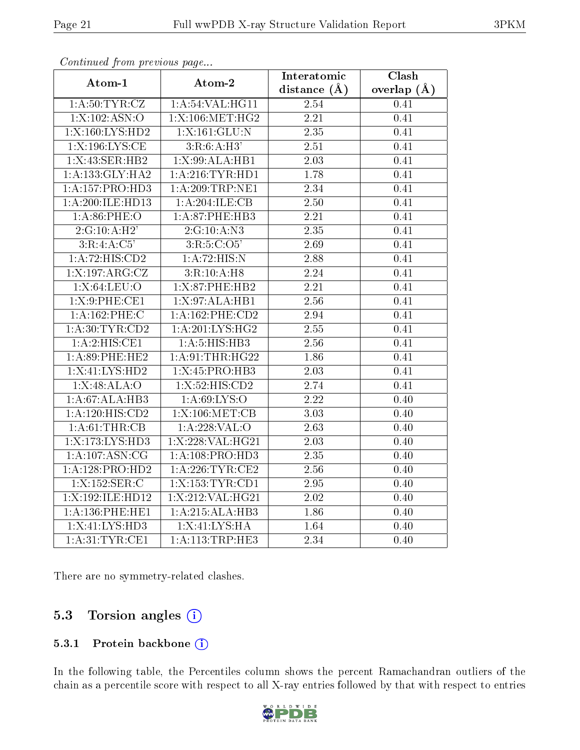*Continued from previous page...*

| Atom-1 | Atom-2 | Interatomic distance (Å) | Clash overlap (Å) |
|---|---|---|---|
| 1:A:50:TYR:CZ | 1:A:54:VAL:HG11 | 2.54 | 0.41 |
| 1:X:102:ASN:O | 1:X:106:MET:HG2 | 2.21 | 0.41 |
| 1:X:160:LYS:HD2 | 1:X:161:GLU:N | 2.35 | 0.41 |
| 1:X:196:LYS:CE | 3:R:6:A:H3' | 2.51 | 0.41 |
| 1:X:43:SER:HB2 | 1:X:99:ALA:HB1 | 2.03 | 0.41 |
| 1:A:133:GLY:HA2 | 1:A:216:TYR:HD1 | 1.78 | 0.41 |
| 1:A:157:PRO:HD3 | 1:A:209:TRP:NE1 | 2.34 | 0.41 |
| 1:A:200:ILE:HD13 | 1:A:204:ILE:CB | 2.50 | 0.41 |
| 1:A:86:PHE:O | 1:A:87:PHE:HB3 | 2.21 | 0.41 |
| 2:G:10:A:H2' | 2:G:10:A:N3 | 2.35 | 0.41 |
| 3:R:4:A:C5' | 3:R:5:C:O5' | 2.69 | 0.41 |
| 1:A:72:HIS:CD2 | 1:A:72:HIS:N | 2.88 | 0.41 |
| 1:X:197:ARG:CZ | 3:R:10:A:H8 | 2.24 | 0.41 |
| 1:X:64:LEU:O | 1:X:87:PHE:HB2 | 2.21 | 0.41 |
| 1:X:9:PHE:CE1 | 1:X:97:ALA:HB1 | 2.56 | 0.41 |
| 1:A:162:PHE:C | 1:A:162:PHE:CD2 | 2.94 | 0.41 |
| 1:A:30:TYR:CD2 | 1:A:201:LYS:HG2 | 2.55 | 0.41 |
| 1:A:2:HIS:CE1 | 1:A:5:HIS:HB3 | 2.56 | 0.41 |
| 1:A:89:PHE:HE2 | 1:A:91:THR:HG22 | 1.86 | 0.41 |
| 1:X:41:LYS:HD2 | 1:X:45:PRO:HB3 | 2.03 | 0.41 |
| 1:X:48:ALA:O | 1:X:52:HIS:CD2 | 2.74 | 0.41 |
| 1:A:67:ALA:HB3 | 1:A:69:LYS:O | 2.22 | 0.40 |
| 1:A:120:HIS:CD2 | 1:X:106:MET:CB | 3.03 | 0.40 |
| 1:A:61:THR:CB | 1:A:228:VAL:O | 2.63 | 0.40 |
| 1:X:173:LYS:HD3 | 1:X:228:VAL:HG21 | 2.03 | 0.40 |
| 1:A:107:ASN:CG | 1:A:108:PRO:HD3 | 2.35 | 0.40 |
| 1:A:128:PRO:HD2 | 1:A:226:TYR:CE2 | 2.56 | 0.40 |
| 1:X:152:SER:C | 1:X:153:TYR:CD1 | 2.95 | 0.40 |
| 1:X:192:ILE:HD12 | 1:X:212:VAL:HG21 | 2.02 | 0.40 |
| 1:A:136:PHE:HE1 | 1:A:215:ALA:HB3 | 1.86 | 0.40 |
| 1:X:41:LYS:HD3 | 1:X:41:LYS:HA | 1.64 | 0.40 |
| 1:A:31:TYR:CE1 | 1:A:113:TRP:HE3 | 2.34 | 0.40 |

There are no symmetry-related clashes.

## 5.3 Torsion angles

### 5.3.1 Protein backbone

In the following table, the Percentiles column shows the percent Ramachandran outliers of the chain as a percentile score with respect to all X-ray entries followed by that with respect to entries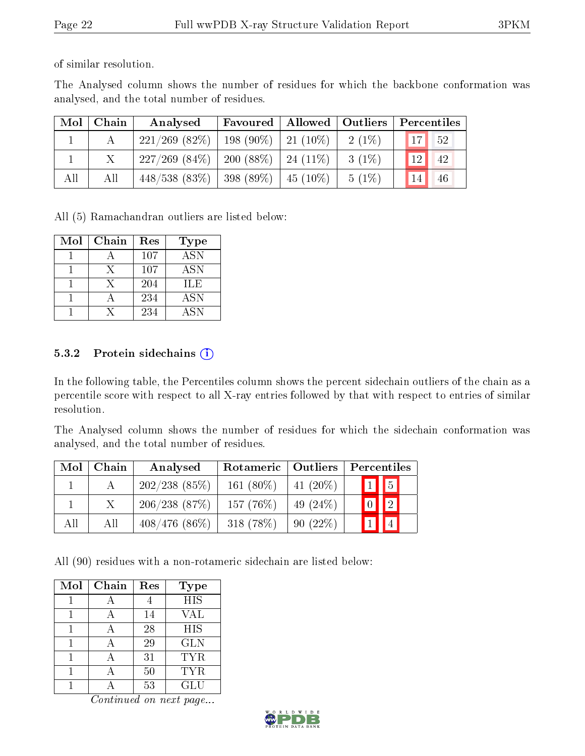of similar resolution.

The Analysed column shows the number of residues for which the backbone conformation was analysed, and the total number of residues.

| Mol | Chain | Analysed | Favoured | Allowed | Outliers | Percentiles | |
|---|---|---|---|---|---|---|---|
| 1 | A | 221/269 (82%) | 198 (90%) | 21 (10%) | 2 (1%) | 17 | 52 |
| 1 | X | 227/269 (84%) | 200 (88%) | 24 (11%) | 3 (1%) | 12 | 42 |
| All | All | 448/538 (83%) | 398 (89%) | 45 (10%) | 5 (1%) | 14 | 46 |

All (5) Ramachandran outliers are listed below:

| Mol | Chain | Res | Type |
|---|---|---|---|
| 1 | A | 107 | ASN |
| 1 | X | 107 | ASN |
| 1 | X | 204 | ILE |
| 1 | A | 234 | ASN |
| 1 | X | 234 | ASN |

#### 5.3.2 Protein sidechains

In the following table, the Percentiles column shows the percent sidechain outliers of the chain as a percentile score with respect to all X-ray entries followed by that with respect to entries of similar resolution.

The Analysed column shows the number of residues for which the sidechain conformation was analysed, and the total number of residues.

| Mol | Chain | Analysed | Rotameric | Outliers | Percentiles | |
|---|---|---|---|---|---|---|
| 1 | A | 202/238 (85%) | 161 (80%) | 41 (20%) | 1 | 5 |
| 1 | X | 206/238 (87%) | 157 (76%) | 49 (24%) | 0 | 2 |
| All | All | 408/476 (86%) | 318 (78%) | 90 (22%) | 1 | 4 |

All (90) residues with a non-rotameric sidechain are listed below:

| Mol | Chain | Res | Type |
|---|---|---|---|
| 1 | A | 4 | HIS |
| 1 | A | 14 | VAL |
| 1 | A | 28 | HIS |
| 1 | A | 29 | GLN |
| 1 | A | 31 | TYR |
| 1 | A | 50 | TYR |
| 1 | A | 53 | GLU |

*Continued on next page...*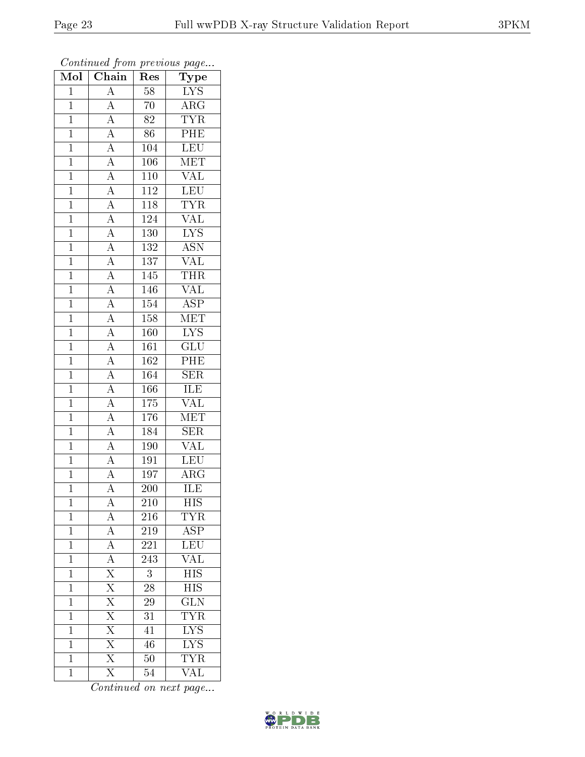*Continued from previous page...*

| Mol | Chain | Res | Type |
| --- | --- | --- | --- |
| 1 | A | 58 | LYS |
| 1 | A | 70 | ARG |
| 1 | A | 82 | TYR |
| 1 | A | 86 | PHE |
| 1 | A | 104 | LEU |
| 1 | A | 106 | MET |
| 1 | A | 110 | VAL |
| 1 | A | 112 | LEU |
| 1 | A | 118 | TYR |
| 1 | A | 124 | VAL |
| 1 | A | 130 | LYS |
| 1 | A | 132 | ASN |
| 1 | A | 137 | VAL |
| 1 | A | 145 | THR |
| 1 | A | 146 | VAL |
| 1 | A | 154 | ASP |
| 1 | A | 158 | MET |
| 1 | A | 160 | LYS |
| 1 | A | 161 | GLU |
| 1 | A | 162 | PHE |
| 1 | A | 164 | SER |
| 1 | A | 166 | ILE |
| 1 | A | 175 | VAL |
| 1 | A | 176 | MET |
| 1 | A | 184 | SER |
| 1 | A | 190 | VAL |
| 1 | A | 191 | LEU |
| 1 | A | 197 | ARG |
| 1 | A | 200 | ILE |
| 1 | A | 210 | HIS |
| 1 | A | 216 | TYR |
| 1 | A | 219 | ASP |
| 1 | A | 221 | LEU |
| 1 | A | 243 | VAL |
| 1 | X | 3 | HIS |
| 1 | X | 28 | HIS |
| 1 | X | 29 | GLN |
| 1 | X | 31 | TYR |
| 1 | X | 41 | LYS |
| 1 | X | 46 | LYS |
| 1 | X | 50 | TYR |
| 1 | X | 54 | VAL |

*Continued on next page...*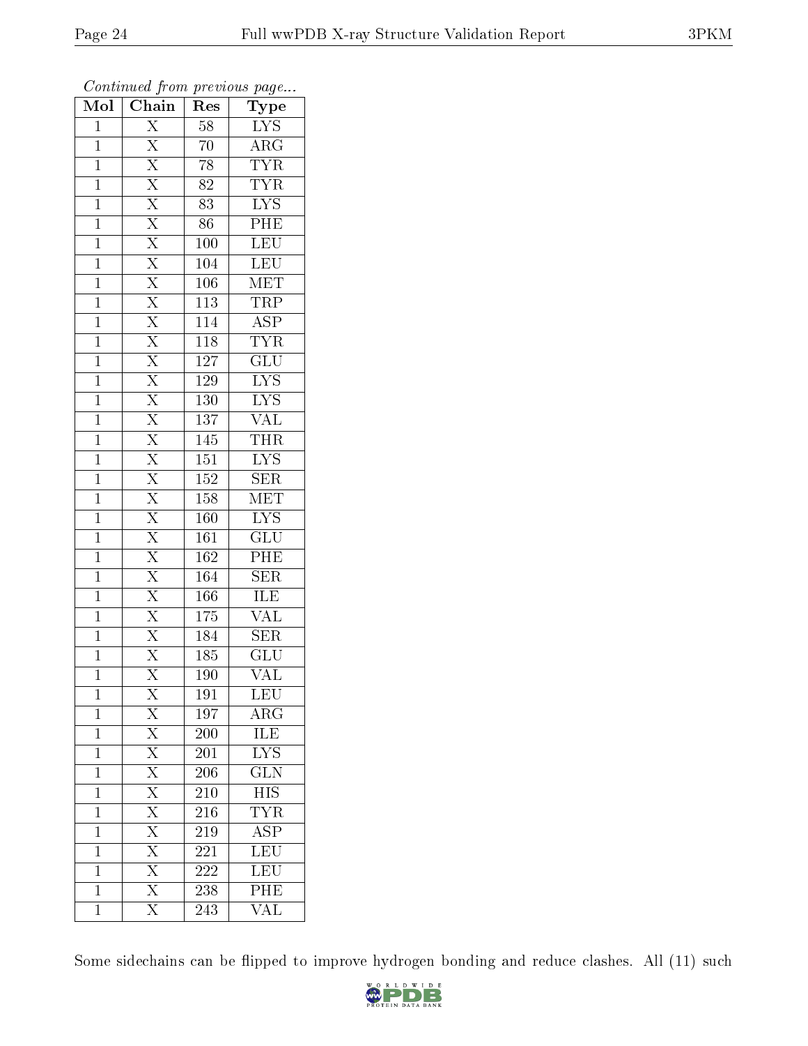*Continued from previous page...*

| Mol | Chain | Res | Type |
|---|---|---|---|
| 1 | X | 58 | LYS |
| 1 | X | 70 | ARG |
| 1 | X | 78 | TYR |
| 1 | X | 82 | TYR |
| 1 | X | 83 | LYS |
| 1 | X | 86 | PHE |
| 1 | X | 100 | LEU |
| 1 | X | 104 | LEU |
| 1 | X | 106 | MET |
| 1 | X | 113 | TRP |
| 1 | X | 114 | ASP |
| 1 | X | 118 | TYR |
| 1 | X | 127 | GLU |
| 1 | X | 129 | LYS |
| 1 | X | 130 | LYS |
| 1 | X | 137 | VAL |
| 1 | X | 145 | THR |
| 1 | X | 151 | LYS |
| 1 | X | 152 | SER |
| 1 | X | 158 | MET |
| 1 | X | 160 | LYS |
| 1 | X | 161 | GLU |
| 1 | X | 162 | PHE |
| 1 | X | 164 | SER |
| 1 | X | 166 | ILE |
| 1 | X | 175 | VAL |
| 1 | X | 184 | SER |
| 1 | X | 185 | GLU |
| 1 | X | 190 | VAL |
| 1 | X | 191 | LEU |
| 1 | X | 197 | ARG |
| 1 | X | 200 | ILE |
| 1 | X | 201 | LYS |
| 1 | X | 206 | GLN |
| 1 | X | 210 | HIS |
| 1 | X | 216 | TYR |
| 1 | X | 219 | ASP |
| 1 | X | 221 | LEU |
| 1 | X | 222 | LEU |
| 1 | X | 238 | PHE |
| 1 | X | 243 | VAL |

Some sidechains can be flipped to improve hydrogen bonding and reduce clashes. All (11) such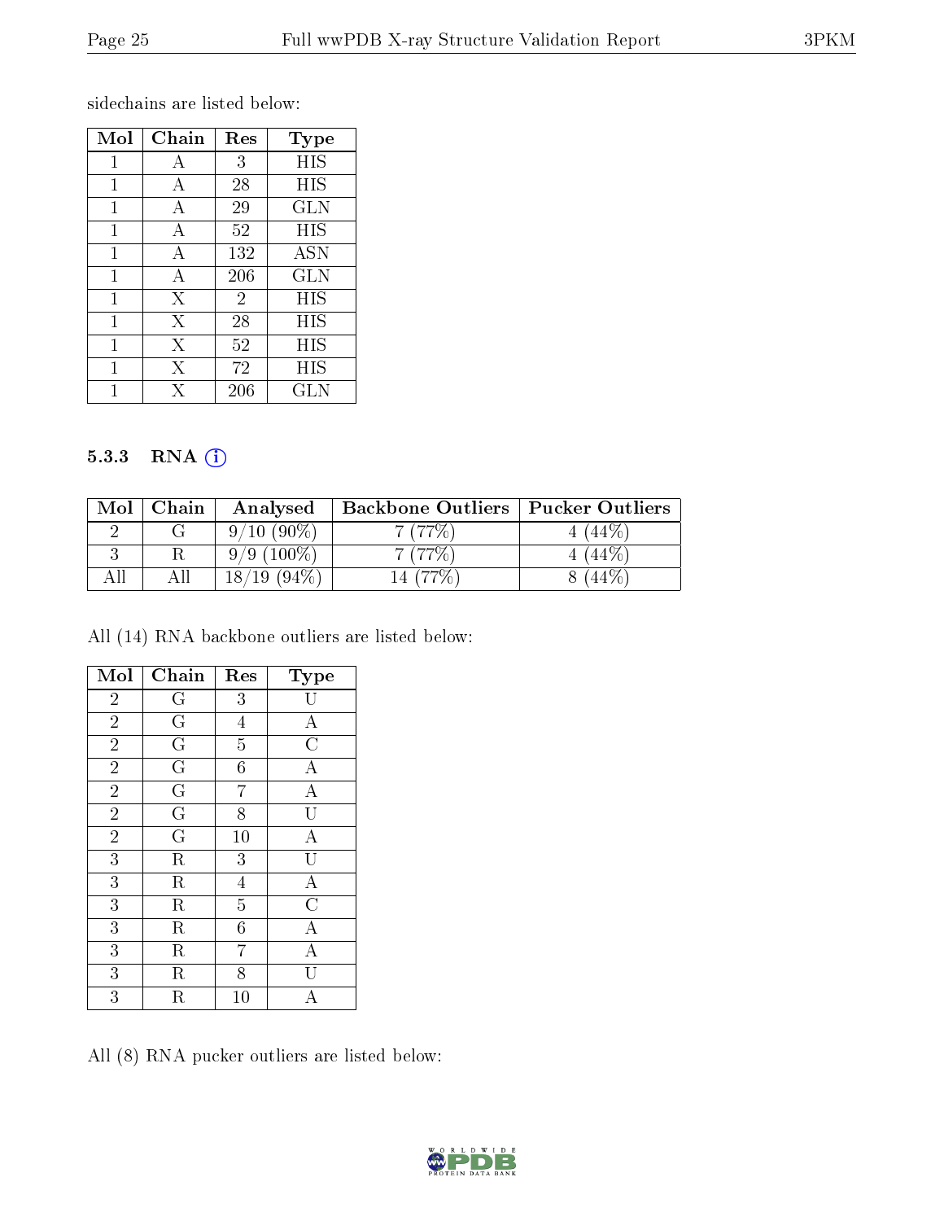sidechains are listed below:

| Mol | Chain | Res | Type |
|---|---|---|---|
| 1 | A | 3 | HIS |
| 1 | A | 28 | HIS |
| 1 | A | 29 | GLN |
| 1 | A | 52 | HIS |
| 1 | A | 132 | ASN |
| 1 | A | 206 | GLN |
| 1 | X | 2 | HIS |
| 1 | X | 28 | HIS |
| 1 | X | 52 | HIS |
| 1 | X | 72 | HIS |
| 1 | X | 206 | GLN |

### 5.3.3 RNA (i)

| Mol | Chain | Analysed | Backbone Outliers | Pucker Outliers |
|---|---|---|---|---|
| 2 | G | 9/10 (90%) | 7 (77%) | 4 (44%) |
| 3 | R | 9/9 (100%) | 7 (77%) | 4 (44%) |
| All | All | 18/19 (94%) | 14 (77%) | 8 (44%) |

All (14) RNA backbone outliers are listed below:

| Mol | Chain | Res | Type |
|---|---|---|---|
| 2 | G | 3 | U |
| 2 | G | 4 | A |
| 2 | G | 5 | C |
| 2 | G | 6 | A |
| 2 | G | 7 | A |
| 2 | G | 8 | U |
| 2 | G | 10 | A |
| 3 | R | 3 | U |
| 3 | R | 4 | A |
| 3 | R | 5 | C |
| 3 | R | 6 | A |
| 3 | R | 7 | A |
| 3 | R | 8 | U |
| 3 | R | 10 | A |

All (8) RNA pucker outliers are listed below: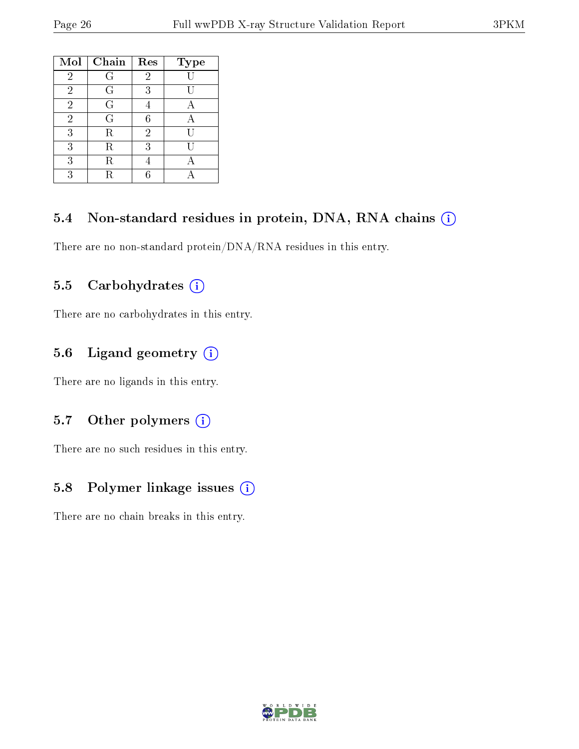| Mol | Chain | Res | Type |
|---|---|---|---|
| 2 | G | 2 | U |
| 2 | G | 3 | U |
| 2 | G | 4 | A |
| 2 | G | 6 | A |
| 3 | R | 2 | U |
| 3 | R | 3 | U |
| 3 | R | 4 | A |
| 3 | R | 6 | A |

### 5.4 Non-standard residues in protein, DNA, RNA chains (i)

There are no non-standard protein/DNA/RNA residues in this entry.

### 5.5 Carbohydrates (i)

There are no carbohydrates in this entry.

### 5.6 Ligand geometry (i)

There are no ligands in this entry.

### 5.7 Other polymers (i)

There are no such residues in this entry.

### 5.8 Polymer linkage issues (i)

There are no chain breaks in this entry.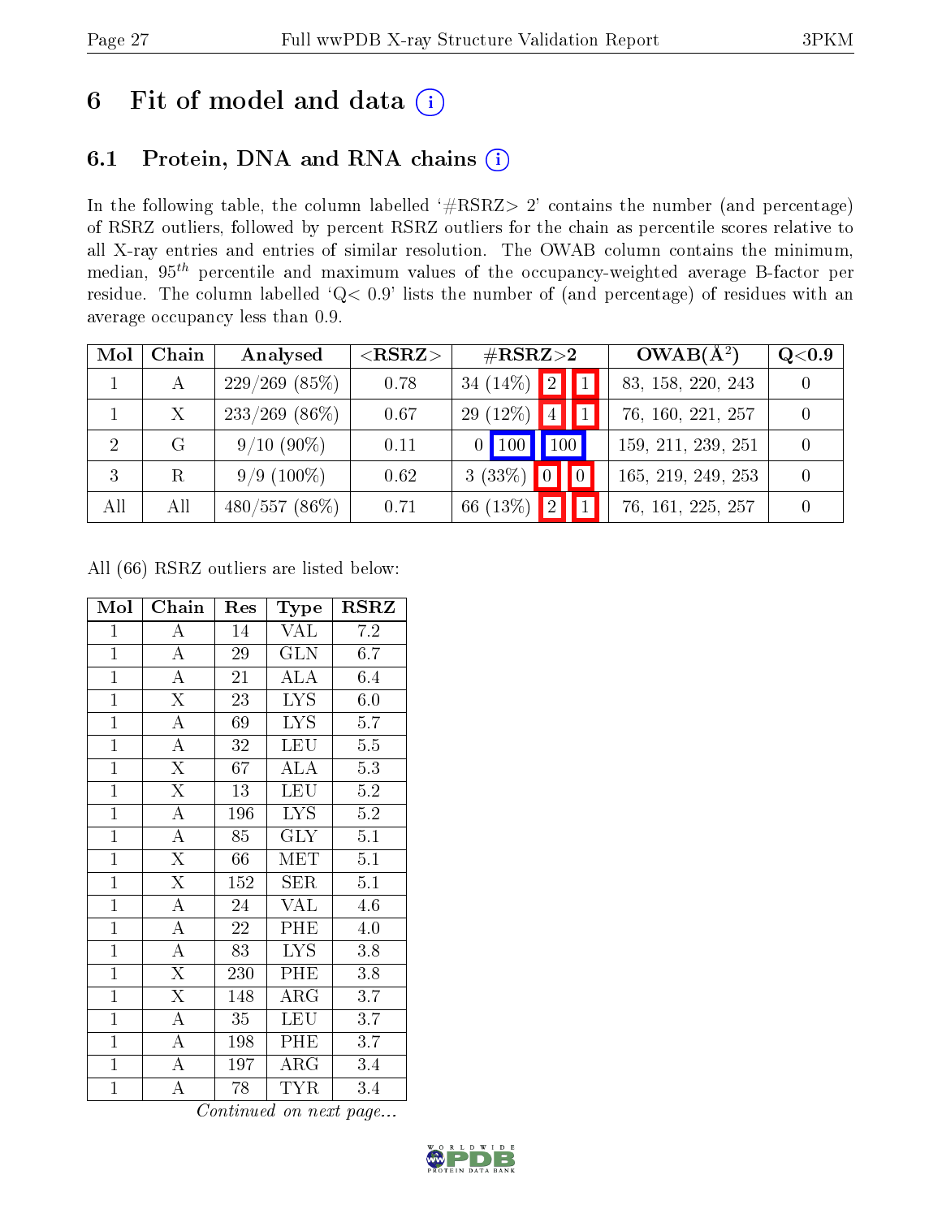# 6 Fit of model and data (i)

## 6.1 Protein, DNA and RNA chains (i)

In the following table, the column labelled '#RSRZ> 2' contains the number (and percentage) of RSRZ outliers, followed by percent RSRZ outliers for the chain as percentile scores relative to all X-ray entries and entries of similar resolution. The OWAB column contains the minimum, median, $95^{th}$ percentile and maximum values of the occupancy-weighted average B-factor per residue. The column labelled 'Q< 0.9' lists the number of (and percentage) of residues with an average occupancy less than 0.9.

| Mol | Chain | Analysed | <RSRZ> | #RSRZ>2 | | | OWAB(Å²) | Q<0.9 |
|---|---|---|---|---|---|---|---|---|
| 1 | A | 229/269 (85%) | 0.78 | 34 (14%) | 2 | 1 | 83, 158, 220, 243 | 0 |
| 1 | X | 233/269 (86%) | 0.67 | 29 (12%) | 4 | 1 | 76, 160, 221, 257 | 0 |
| 2 | G | 9/10 (90%) | 0.11 | 0 | 100 | 100 | 159, 211, 239, 251 | 0 |
| 3 | R | 9/9 (100%) | 0.62 | 3 (33%) | 0 | 0 | 165, 219, 249, 253 | 0 |
| All | All | 480/557 (86%) | 0.71 | 66 (13%) | 2 | 1 | 76, 161, 225, 257 | 0 |

All (66) RSRZ outliers are listed below:

| Mol | Chain | Res | Type | RSRZ |
|---|---|---|---|---|
| 1 | A | 14 | VAL | 7.2 |
| 1 | A | 29 | GLN | 6.7 |
| 1 | A | 21 | ALA | 6.4 |
| 1 | X | 23 | LYS | 6.0 |
| 1 | A | 69 | LYS | 5.7 |
| 1 | A | 32 | LEU | 5.5 |
| 1 | X | 67 | ALA | 5.3 |
| 1 | X | 13 | LEU | 5.2 |
| 1 | A | 196 | LYS | 5.2 |
| 1 | A | 85 | GLY | 5.1 |
| 1 | X | 66 | MET | 5.1 |
| 1 | X | 152 | SER | 5.1 |
| 1 | A | 24 | VAL | 4.6 |
| 1 | A | 22 | PHE | 4.0 |
| 1 | A | 83 | LYS | 3.8 |
| 1 | X | 230 | PHE | 3.8 |
| 1 | X | 148 | ARG | 3.7 |
| 1 | A | 35 | LEU | 3.7 |
| 1 | A | 198 | PHE | 3.7 |
| 1 | A | 197 | ARG | 3.4 |
| 1 | A | 78 | TYR | 3.4 |

*Continued on next page...*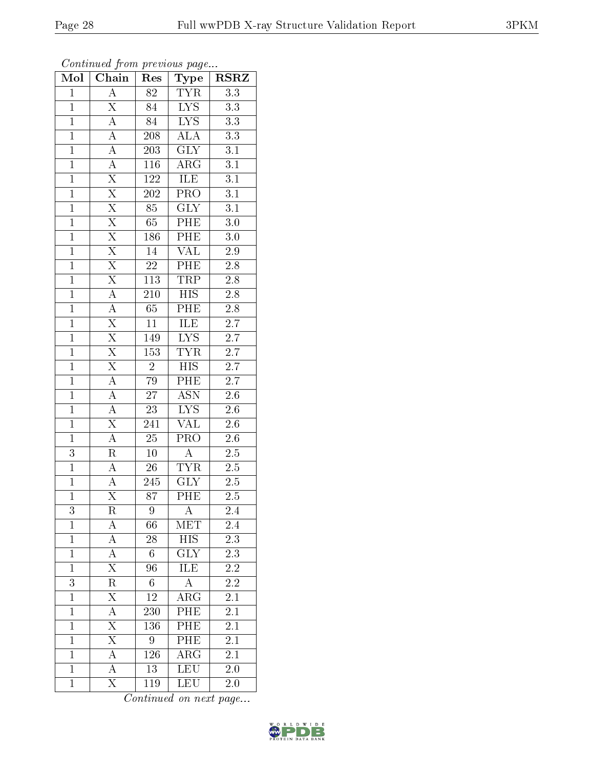*Continued from previous page...*

| Mol | Chain | Res | Type | RSRZ |
|---|---|---|---|---|
| 1 | A | 82 | TYR | 3.3 |
| 1 | X | 84 | LYS | 3.3 |
| 1 | A | 84 | LYS | 3.3 |
| 1 | A | 208 | ALA | 3.3 |
| 1 | A | 203 | GLY | 3.1 |
| 1 | A | 116 | ARG | 3.1 |
| 1 | X | 122 | ILE | 3.1 |
| 1 | X | 202 | PRO | 3.1 |
| 1 | X | 85 | GLY | 3.1 |
| 1 | X | 65 | PHE | 3.0 |
| 1 | X | 186 | PHE | 3.0 |
| 1 | X | 14 | VAL | 2.9 |
| 1 | X | 22 | PHE | 2.8 |
| 1 | X | 113 | TRP | 2.8 |
| 1 | A | 210 | HIS | 2.8 |
| 1 | A | 65 | PHE | 2.8 |
| 1 | X | 11 | ILE | 2.7 |
| 1 | X | 149 | LYS | 2.7 |
| 1 | X | 153 | TYR | 2.7 |
| 1 | X | 2 | HIS | 2.7 |
| 1 | A | 79 | PHE | 2.7 |
| 1 | A | 27 | ASN | 2.6 |
| 1 | A | 23 | LYS | 2.6 |
| 1 | X | 241 | VAL | 2.6 |
| 1 | A | 25 | PRO | 2.6 |
| 3 | R | 10 | A | 2.5 |
| 1 | A | 26 | TYR | 2.5 |
| 1 | A | 245 | GLY | 2.5 |
| 1 | X | 87 | PHE | 2.5 |
| 3 | R | 9 | A | 2.4 |
| 1 | A | 66 | MET | 2.4 |
| 1 | A | 28 | HIS | 2.3 |
| 1 | A | 6 | GLY | 2.3 |
| 1 | X | 96 | ILE | 2.2 |
| 3 | R | 6 | A | 2.2 |
| 1 | X | 12 | ARG | 2.1 |
| 1 | A | 230 | PHE | 2.1 |
| 1 | X | 136 | PHE | 2.1 |
| 1 | X | 9 | PHE | 2.1 |
| 1 | A | 126 | ARG | 2.1 |
| 1 | A | 13 | LEU | 2.0 |
| 1 | X | 119 | LEU | 2.0 |

*Continued on next page...*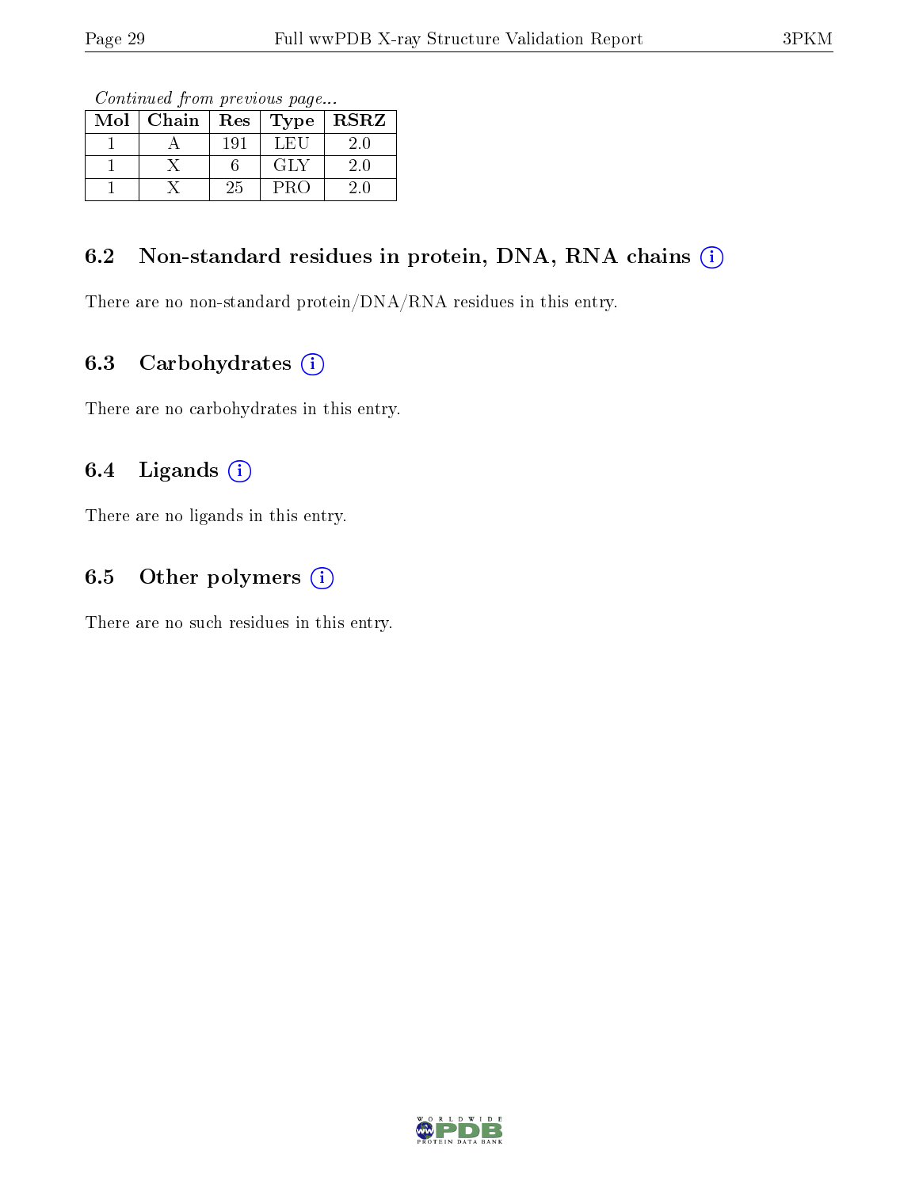*Continued from previous page...*

| Mol | Chain | Res | Type | RSRZ |
|---|---|---|---|---|
| 1 | A | 191 | LEU | 2.0 |
| 1 | X | 6 | GLY | 2.0 |
| 1 | X | 25 | PRO | 2.0 |

### 6.2 Non-standard residues in protein, DNA, RNA chains ⓘ

There are no non-standard protein/DNA/RNA residues in this entry.

### 6.3 Carbohydrates ⓘ

There are no carbohydrates in this entry.

### 6.4 Ligands ⓘ

There are no ligands in this entry.

### 6.5 Other polymers ⓘ

There are no such residues in this entry.